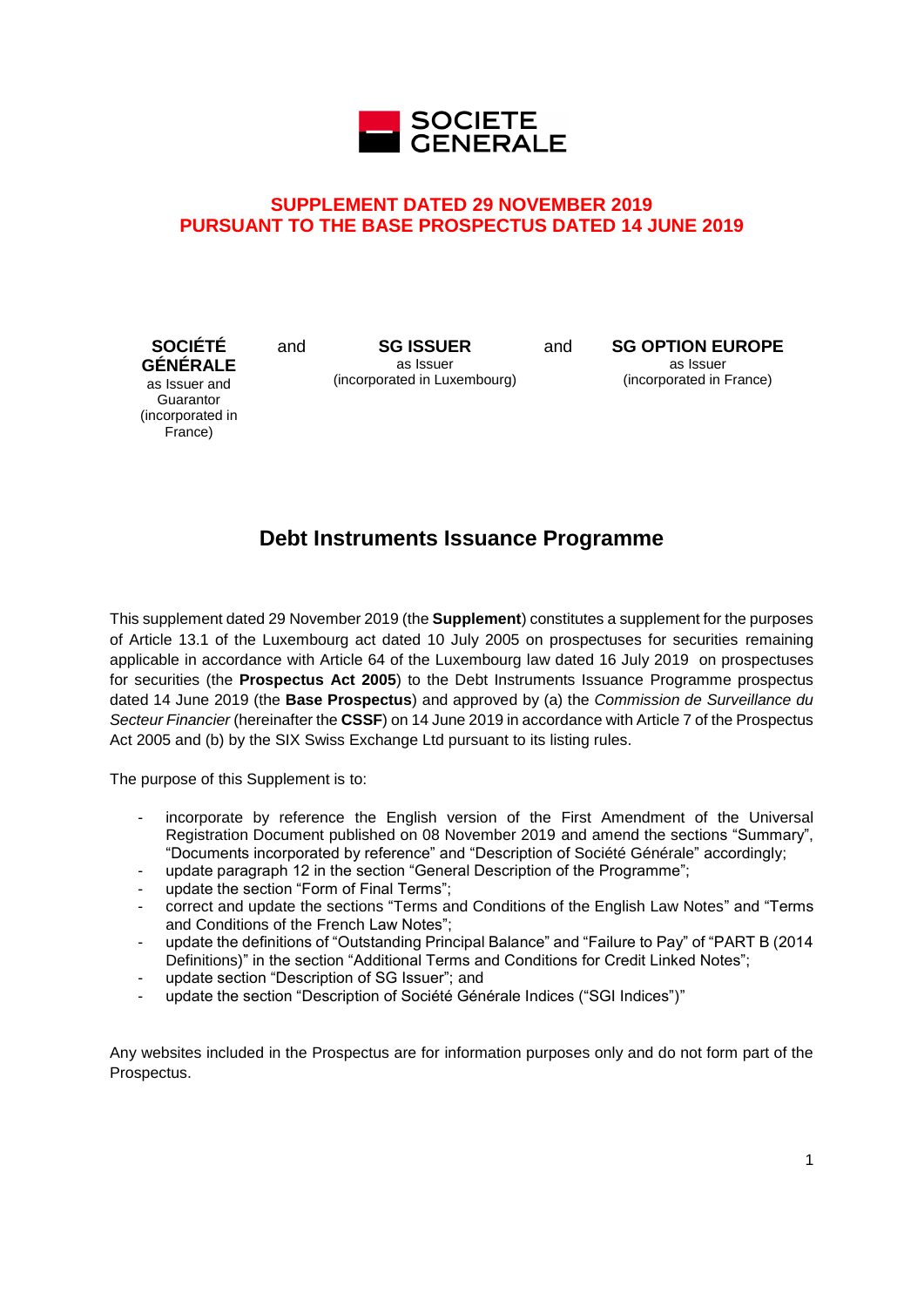SOCIETE GENERALE

**SUPPLEMENT DATED 29 NOVEMBER 2019**
**PURSUANT TO THE BASE PROSPECTUS DATED 14 JUNE 2019**

**SOCIÉTÉ GÉNÉRALE**
as Issuer and Guarantor
(incorporated in France)

and

**SG ISSUER**
as Issuer
(incorporated in Luxembourg)

and

**SG OPTION EUROPE**
as Issuer
(incorporated in France)

# Debt Instruments Issuance Programme

This supplement dated 29 November 2019 (the **Supplement**) constitutes a supplement for the purposes of Article 13.1 of the Luxembourg act dated 10 July 2005 on prospectuses for securities remaining applicable in accordance with Article 64 of the Luxembourg law dated 16 July 2019 on prospectuses for securities (the **Prospectus Act 2005**) to the Debt Instruments Issuance Programme prospectus dated 14 June 2019 (the **Base Prospectus**) and approved by (a) the *Commission de Surveillance du Secteur Financier* (hereinafter the **CSSF**) on 14 June 2019 in accordance with Article 7 of the Prospectus Act 2005 and (b) by the SIX Swiss Exchange Ltd pursuant to its listing rules.

The purpose of this Supplement is to:

- incorporate by reference the English version of the First Amendment of the Universal Registration Document published on 08 November 2019 and amend the sections "Summary", "Documents incorporated by reference" and "Description of Société Générale" accordingly;
- update paragraph 12 in the section "General Description of the Programme";
- update the section "Form of Final Terms";
- correct and update the sections "Terms and Conditions of the English Law Notes" and "Terms and Conditions of the French Law Notes";
- update the definitions of "Outstanding Principal Balance" and "Failure to Pay" of "PART B (2014 Definitions)" in the section "Additional Terms and Conditions for Credit Linked Notes";
- update section "Description of SG Issuer"; and
- update the section "Description of Société Générale Indices ("SGI Indices")"

Any websites included in the Prospectus are for information purposes only and do not form part of the Prospectus.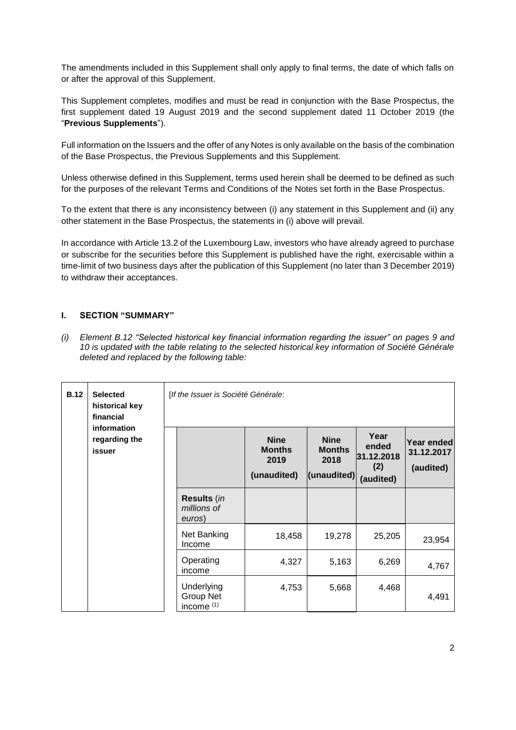The amendments included in this Supplement shall only apply to final terms, the date of which falls on or after the approval of this Supplement.

This Supplement completes, modifies and must be read in conjunction with the Base Prospectus, the first supplement dated 19 August 2019 and the second supplement dated 11 October 2019 (the "**Previous Supplements**").

Full information on the Issuers and the offer of any Notes is only available on the basis of the combination of the Base Prospectus, the Previous Supplements and this Supplement.

Unless otherwise defined in this Supplement, terms used herein shall be deemed to be defined as such for the purposes of the relevant Terms and Conditions of the Notes set forth in the Base Prospectus.

To the extent that there is any inconsistency between (i) any statement in this Supplement and (ii) any other statement in the Base Prospectus, the statements in (i) above will prevail.

In accordance with Article 13.2 of the Luxembourg Law, investors who have already agreed to purchase or subscribe for the securities before this Supplement is published have the right, exercisable within a time-limit of two business days after the publication of this Supplement (no later than 3 December 2019) to withdraw their acceptances.

## I. SECTION "SUMMARY"

*(i) Element B.12 "Selected historical key financial information regarding the issuer" on pages 9 and 10 is updated with the table relating to the selected historical key information of Société Générale deleted and replaced by the following table:*

| B.12 | Selected historical key financial information regarding the issuer | [*If the Issuer is Société Générale*: | | | | |
|---|---|---|---|---|---|---|
| | | | **Nine Months 2019 (unaudited)** | **Nine Months 2018 (unaudited)** | **Year ended 31.12.2018 (2) (audited)** | **Year ended 31.12.2017 (audited)** |
| | | **Results** (*in millions of euros*) | | | | |
| | | Net Banking Income | 18,458 | 19,278 | 25,205 | 23,954 |
| | | Operating income | 4,327 | 5,163 | 6,269 | 4,767 |
| | | Underlying Group Net income (1) | 4,753 | 5,668 | 4,468 | 4,491 |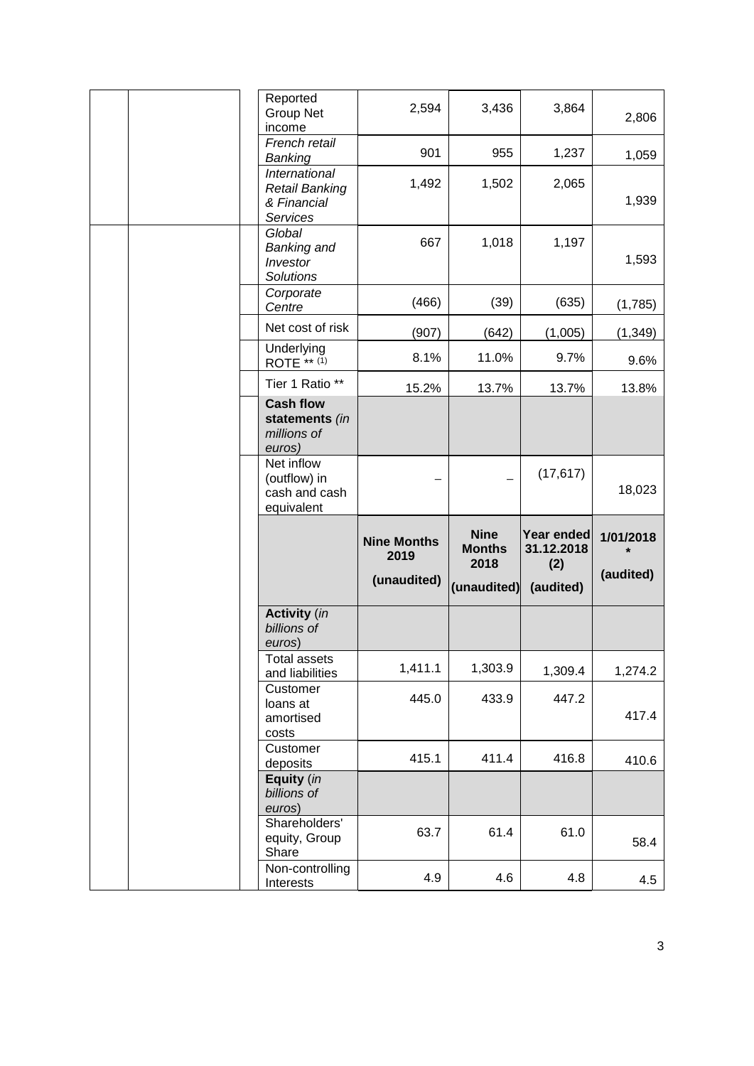| | | | | | | |
|---|---|---|---|---|---|---|
| | | Reported Group Net income | 2,594 | 3,436 | 3,864 | 2,806 |
| | | *French retail Banking* | 901 | 955 | 1,237 | 1,059 |
| | | *International Retail Banking & Financial Services* | 1,492 | 1,502 | 2,065 | 1,939 |
| | | *Global Banking and Investor Solutions* | 667 | 1,018 | 1,197 | 1,593 |
| | | *Corporate Centre* | (466) | (39) | (635) | (1,785) |
| | | Net cost of risk | (907) | (642) | (1,005) | (1,349) |
| | | Underlying ROTE ** (1) | 8.1% | 11.0% | 9.7% | 9.6% |
| | | Tier 1 Ratio ** | 15.2% | 13.7% | 13.7% | 13.8% |
| | | **Cash flow statements** *(in millions of euros)* | | | | |
| | | Net inflow (outflow) in cash and cash equivalent | – | – | (17,617) | 18,023 |
| | | | **Nine Months 2019 (unaudited)** | **Nine Months 2018 (unaudited)** | **Year ended 31.12.2018 (2) (audited)** | **1/01/2018 * (audited)** |
| | | **Activity** *(in billions of euros)* | | | | |
| | | Total assets and liabilities | 1,411.1 | 1,303.9 | 1,309.4 | 1,274.2 |
| | | Customer loans at amortised costs | 445.0 | 433.9 | 447.2 | 417.4 |
| | | Customer deposits | 415.1 | 411.4 | 416.8 | 410.6 |
| | | **Equity** *(in billions of euros)* | | | | |
| | | Shareholders' equity, Group Share | 63.7 | 61.4 | 61.0 | 58.4 |
| | | Non-controlling Interests | 4.9 | 4.6 | 4.8 | 4.5 |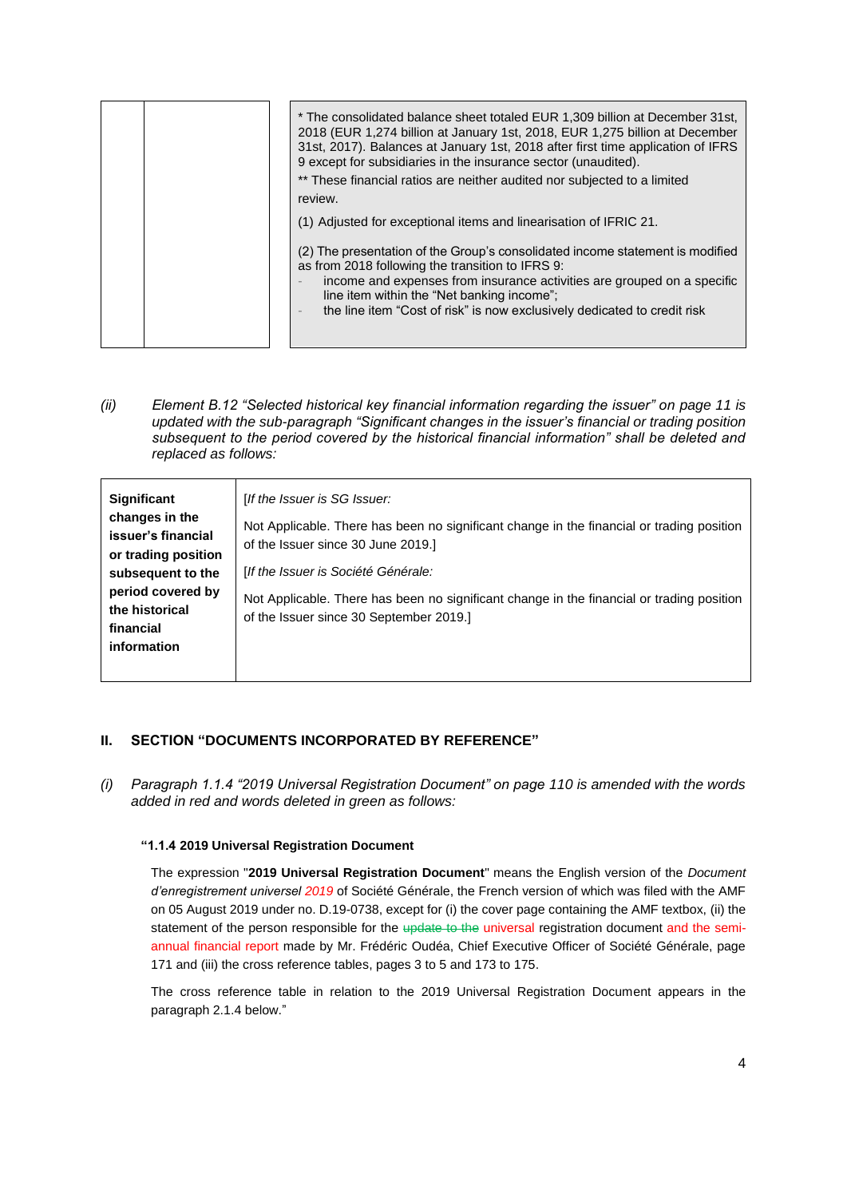| | | * The consolidated balance sheet totaled EUR 1,309 billion at December 31st, 2018 (EUR 1,274 billion at January 1st, 2018, EUR 1,275 billion at December 31st, 2017). Balances at January 1st, 2018 after first time application of IFRS 9 except for subsidiaries in the insurance sector (unaudited).<br>** These financial ratios are neither audited nor subjected to a limited review.<br>(1) Adjusted for exceptional items and linearisation of IFRIC 21.<br>(2) The presentation of the Group's consolidated income statement is modified as from 2018 following the transition to IFRS 9:<br>- income and expenses from insurance activities are grouped on a specific line item within the "Net banking income";<br>- the line item "Cost of risk" is now exclusively dedicated to credit risk |
|---|---|---|

*(ii)* *Element B.12 "Selected historical key financial information regarding the issuer" on page 11 is updated with the sub-paragraph "Significant changes in the issuer's financial or trading position subsequent to the period covered by the historical financial information" shall be deleted and replaced as follows:*

| **Significant changes in the issuer's financial or trading position subsequent to the period covered by the historical financial information** | [*If the Issuer is SG Issuer:*<br>Not Applicable. There has been no significant change in the financial or trading position of the Issuer since 30 June 2019.]<br>[*If the Issuer is Société Générale:*<br>Not Applicable. There has been no significant change in the financial or trading position of the Issuer since 30 September 2019.] |
|---|---|

## II. SECTION "DOCUMENTS INCORPORATED BY REFERENCE"

*(i)* *Paragraph 1.1.4 "2019 Universal Registration Document" on page 110 is amended with the words added in red and words deleted in green as follows:*

**"1.1.4 2019 Universal Registration Document**

The expression "**2019 Universal Registration Document**" means the English version of the *Document d'enregistrement universel 2019* of Société Générale, the French version of which was filed with the AMF on 05 August 2019 under no. D.19-0738, except for (i) the cover page containing the AMF textbox, (ii) the statement of the person responsible for the ~~update to the~~ universal registration document and the semi-annual financial report made by Mr. Frédéric Oudéa, Chief Executive Officer of Société Générale, page 171 and (iii) the cross reference tables, pages 3 to 5 and 173 to 175.

The cross reference table in relation to the 2019 Universal Registration Document appears in the paragraph 2.1.4 below."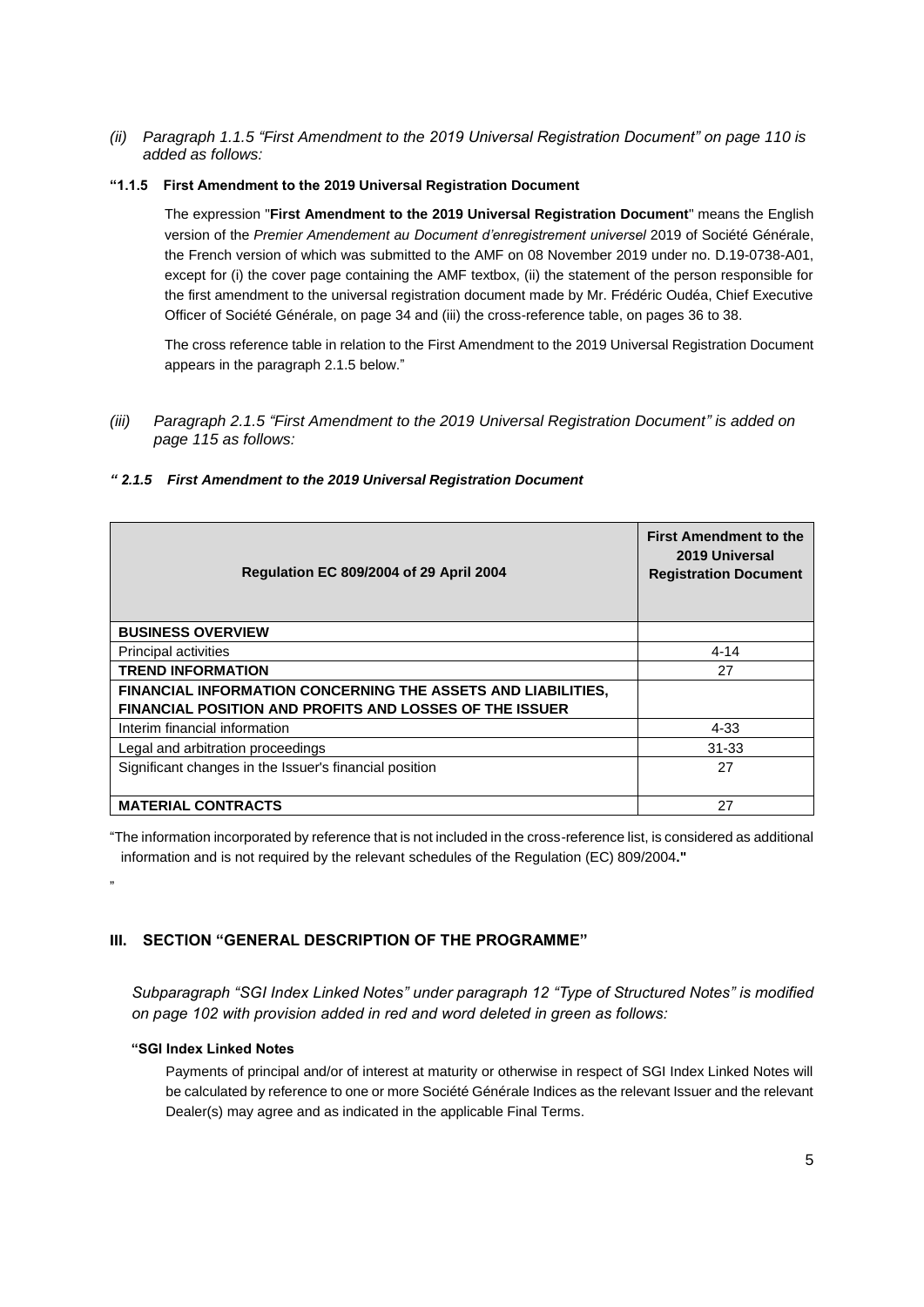*(ii) Paragraph 1.1.5 "First Amendment to the 2019 Universal Registration Document" on page 110 is added as follows:*

**"1.1.5 First Amendment to the 2019 Universal Registration Document**

The expression "**First Amendment to the 2019 Universal Registration Document**" means the English version of the *Premier Amendement au Document d'enregistrement universel* 2019 of Société Générale, the French version of which was submitted to the AMF on 08 November 2019 under no. D.19-0738-A01, except for (i) the cover page containing the AMF textbox, (ii) the statement of the person responsible for the first amendment to the universal registration document made by Mr. Frédéric Oudéa, Chief Executive Officer of Société Générale, on page 34 and (iii) the cross-reference table, on pages 36 to 38.

The cross reference table in relation to the First Amendment to the 2019 Universal Registration Document appears in the paragraph 2.1.5 below."

*(iii) Paragraph 2.1.5 "First Amendment to the 2019 Universal Registration Document" is added on page 115 as follows:*

***" 2.1.5 First Amendment to the 2019 Universal Registration Document***

| Regulation EC 809/2004 of 29 April 2004 | First Amendment to the 2019 Universal Registration Document |
|---|---|
| **BUSINESS OVERVIEW** | |
| Principal activities | 4-14 |
| **TREND INFORMATION** | 27 |
| **FINANCIAL INFORMATION CONCERNING THE ASSETS AND LIABILITIES, FINANCIAL POSITION AND PROFITS AND LOSSES OF THE ISSUER** | |
| Interim financial information | 4-33 |
| Legal and arbitration proceedings | 31-33 |
| Significant changes in the Issuer's financial position | 27 |
| **MATERIAL CONTRACTS** | 27 |

"The information incorporated by reference that is not included in the cross-reference list, is considered as additional information and is not required by the relevant schedules of the Regulation (EC) 809/2004**."**

"

## III. SECTION "GENERAL DESCRIPTION OF THE PROGRAMME"

*Subparagraph "SGI Index Linked Notes" under paragraph 12 "Type of Structured Notes" is modified on page 102 with provision added in red and word deleted in green as follows:*

**"SGI Index Linked Notes**

Payments of principal and/or of interest at maturity or otherwise in respect of SGI Index Linked Notes will be calculated by reference to one or more Société Générale Indices as the relevant Issuer and the relevant Dealer(s) may agree and as indicated in the applicable Final Terms.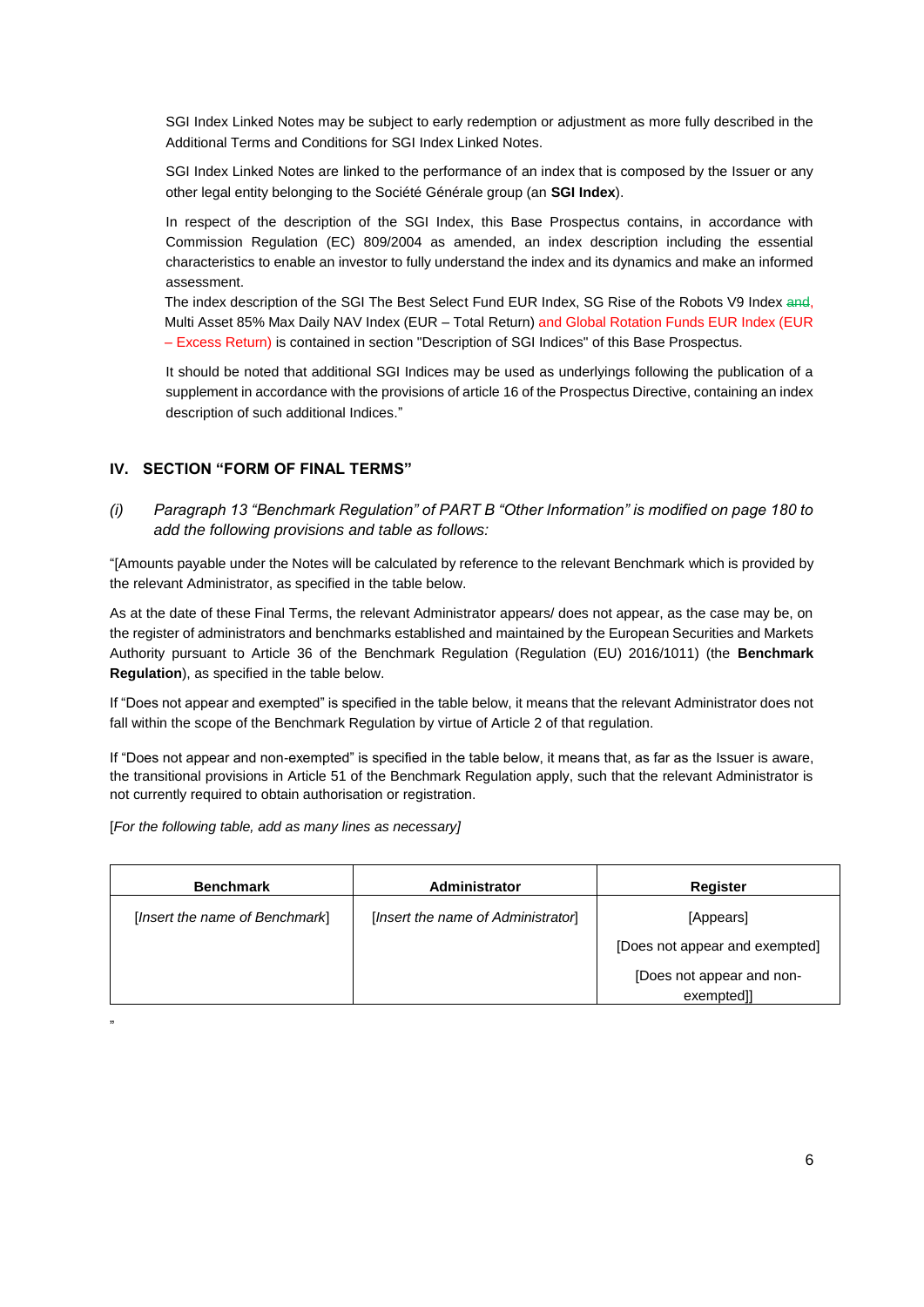SGI Index Linked Notes may be subject to early redemption or adjustment as more fully described in the Additional Terms and Conditions for SGI Index Linked Notes.

SGI Index Linked Notes are linked to the performance of an index that is composed by the Issuer or any other legal entity belonging to the Société Générale group (an **SGI Index**).

In respect of the description of the SGI Index, this Base Prospectus contains, in accordance with Commission Regulation (EC) 809/2004 as amended, an index description including the essential characteristics to enable an investor to fully understand the index and its dynamics and make an informed assessment.

The index description of the SGI The Best Select Fund EUR Index, SG Rise of the Robots V9 Index ~~and~~, Multi Asset 85% Max Daily NAV Index (EUR – Total Return) and Global Rotation Funds EUR Index (EUR – Excess Return) is contained in section "Description of SGI Indices" of this Base Prospectus.

It should be noted that additional SGI Indices may be used as underlyings following the publication of a supplement in accordance with the provisions of article 16 of the Prospectus Directive, containing an index description of such additional Indices."

## IV. SECTION "FORM OF FINAL TERMS"

*(i) Paragraph 13 "Benchmark Regulation" of PART B "Other Information" is modified on page 180 to add the following provisions and table as follows:*

"[Amounts payable under the Notes will be calculated by reference to the relevant Benchmark which is provided by the relevant Administrator, as specified in the table below.

As at the date of these Final Terms, the relevant Administrator appears/ does not appear, as the case may be, on the register of administrators and benchmarks established and maintained by the European Securities and Markets Authority pursuant to Article 36 of the Benchmark Regulation (Regulation (EU) 2016/1011) (the **Benchmark Regulation**), as specified in the table below.

If "Does not appear and exempted" is specified in the table below, it means that the relevant Administrator does not fall within the scope of the Benchmark Regulation by virtue of Article 2 of that regulation.

If "Does not appear and non-exempted" is specified in the table below, it means that, as far as the Issuer is aware, the transitional provisions in Article 51 of the Benchmark Regulation apply, such that the relevant Administrator is not currently required to obtain authorisation or registration.

[*For the following table, add as many lines as necessary*]

| **Benchmark** | **Administrator** | **Register** |
|---|---|---|
| [*Insert the name of Benchmark*] | [*Insert the name of Administrator*] | [Appears]<br>[Does not appear and exempted]<br>[Does not appear and non-exempted]] |

"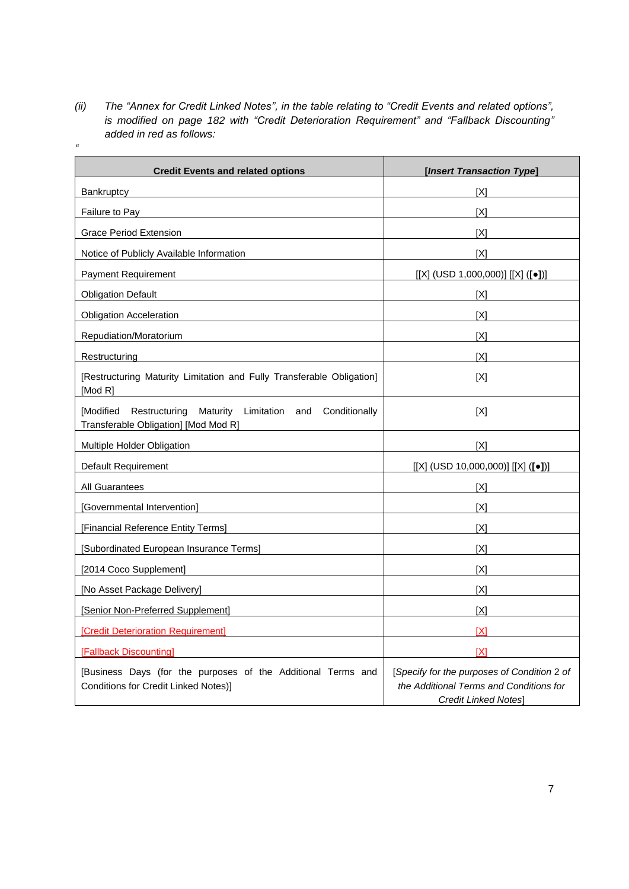*(ii) The "Annex for Credit Linked Notes", in the table relating to "Credit Events and related options", is modified on page 182 with "Credit Deterioration Requirement" and "Fallback Discounting" added in red as follows:*

"

| Credit Events and related options | *[Insert Transaction Type]* |
|---|---|
| Bankruptcy | [X] |
| Failure to Pay | [X] |
| Grace Period Extension | [X] |
| Notice of Publicly Available Information | [X] |
| Payment Requirement | [[X] (USD 1,000,000)] [[X] ([•])] |
| Obligation Default | [X] |
| Obligation Acceleration | [X] |
| Repudiation/Moratorium | [X] |
| Restructuring | [X] |
| [Restructuring Maturity Limitation and Fully Transferable Obligation] [Mod R] | [X] |
| [Modified Restructuring Maturity Limitation and Conditionally Transferable Obligation] [Mod Mod R] | [X] |
| Multiple Holder Obligation | [X] |
| Default Requirement | [[X] (USD 10,000,000)] [[X] ([•])] |
| All Guarantees | [X] |
| [Governmental Intervention] | [X] |
| [Financial Reference Entity Terms] | [X] |
| [Subordinated European Insurance Terms] | [X] |
| [2014 Coco Supplement] | [X] |
| [No Asset Package Delivery] | [X] |
| [Senior Non-Preferred Supplement] | [X] |
| [Credit Deterioration Requirement] | [X] |
| [Fallback Discounting] | [X] |
| [Business Days (for the purposes of the Additional Terms and Conditions for Credit Linked Notes)] | *[Specify for the purposes of Condition 2 of the Additional Terms and Conditions for Credit Linked Notes]* |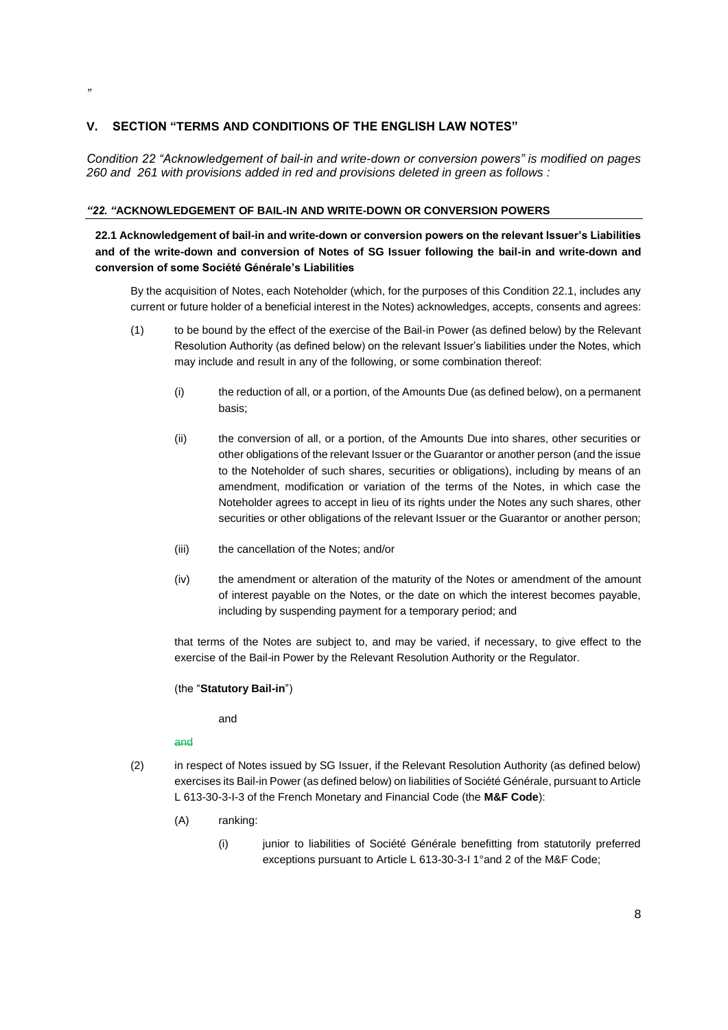"

## V. SECTION "TERMS AND CONDITIONS OF THE ENGLISH LAW NOTES"

*Condition 22 "Acknowledgement of bail-in and write-down or conversion powers" is modified on pages 260 and 261 with provisions added in red and provisions deleted in green as follows :*

***"22. "*ACKNOWLEDGEMENT OF BAIL-IN AND WRITE-DOWN OR CONVERSION POWERS**

**22.1 Acknowledgement of bail-in and write-down or conversion powers on the relevant Issuer's Liabilities and of the write-down and conversion of Notes of SG Issuer following the bail-in and write-down and conversion of some Société Générale's Liabilities**

By the acquisition of Notes, each Noteholder (which, for the purposes of this Condition 22.1, includes any current or future holder of a beneficial interest in the Notes) acknowledges, accepts, consents and agrees:

(1) to be bound by the effect of the exercise of the Bail-in Power (as defined below) by the Relevant Resolution Authority (as defined below) on the relevant Issuer's liabilities under the Notes, which may include and result in any of the following, or some combination thereof:

(i) the reduction of all, or a portion, of the Amounts Due (as defined below), on a permanent basis;

(ii) the conversion of all, or a portion, of the Amounts Due into shares, other securities or other obligations of the relevant Issuer or the Guarantor or another person (and the issue to the Noteholder of such shares, securities or obligations), including by means of an amendment, modification or variation of the terms of the Notes, in which case the Noteholder agrees to accept in lieu of its rights under the Notes any such shares, other securities or other obligations of the relevant Issuer or the Guarantor or another person;

(iii) the cancellation of the Notes; and/or

(iv) the amendment or alteration of the maturity of the Notes or amendment of the amount of interest payable on the Notes, or the date on which the interest becomes payable, including by suspending payment for a temporary period; and

that terms of the Notes are subject to, and may be varied, if necessary, to give effect to the exercise of the Bail-in Power by the Relevant Resolution Authority or the Regulator.

(the "**Statutory Bail-in**")

and

~~and~~

(2) in respect of Notes issued by SG Issuer, if the Relevant Resolution Authority (as defined below) exercises its Bail-in Power (as defined below) on liabilities of Société Générale, pursuant to Article L 613-30-3-I-3 of the French Monetary and Financial Code (the **M&F Code**):

(A) ranking:

(i) junior to liabilities of Société Générale benefitting from statutorily preferred exceptions pursuant to Article L 613-30-3-I 1°and 2 of the M&F Code;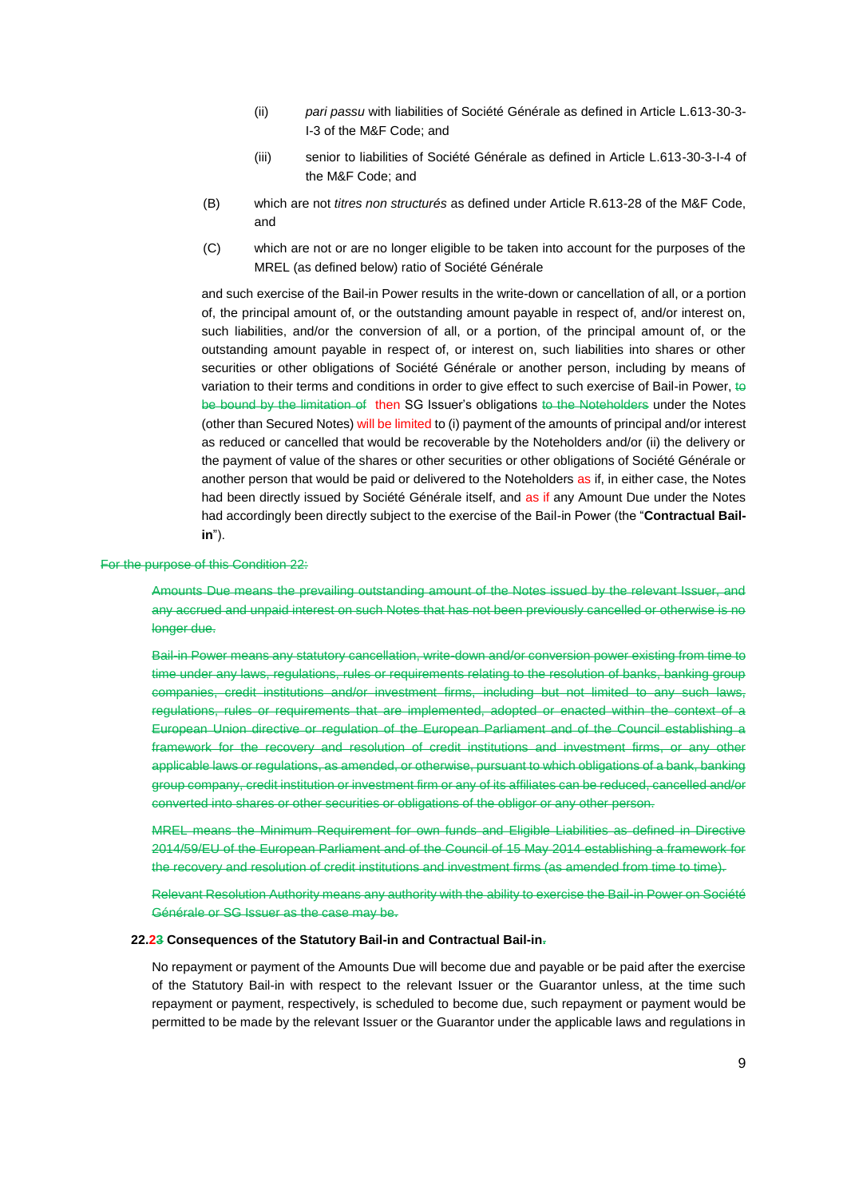(ii) *pari passu* with liabilities of Société Générale as defined in Article L.613-30-3-I-3 of the M&F Code; and

(iii) senior to liabilities of Société Générale as defined in Article L.613-30-3-I-4 of the M&F Code; and

(B) which are not *titres non structurés* as defined under Article R.613-28 of the M&F Code, and

(C) which are not or are no longer eligible to be taken into account for the purposes of the MREL (as defined below) ratio of Société Générale

and such exercise of the Bail-in Power results in the write-down or cancellation of all, or a portion of, the principal amount of, or the outstanding amount payable in respect of, and/or interest on, such liabilities, and/or the conversion of all, or a portion, of the principal amount of, or the outstanding amount payable in respect of, or interest on, such liabilities into shares or other securities or other obligations of Société Générale or another person, including by means of variation to their terms and conditions in order to give effect to such exercise of Bail-in Power, ~~to be bound by the limitation of~~ then SG Issuer's obligations ~~to the Noteholders~~ under the Notes (other than Secured Notes) will be limited to (i) payment of the amounts of principal and/or interest as reduced or cancelled that would be recoverable by the Noteholders and/or (ii) the delivery or the payment of value of the shares or other securities or other obligations of Société Générale or another person that would be paid or delivered to the Noteholders as if, in either case, the Notes had been directly issued by Société Générale itself, and as if any Amount Due under the Notes had accordingly been directly subject to the exercise of the Bail-in Power (the "**Contractual Bail-in**").

~~For the purpose of this Condition 22:~~

~~Amounts Due means the prevailing outstanding amount of the Notes issued by the relevant Issuer, and any accrued and unpaid interest on such Notes that has not been previously cancelled or otherwise is no longer due.~~

~~Bail-in Power means any statutory cancellation, write-down and/or conversion power existing from time to time under any laws, regulations, rules or requirements relating to the resolution of banks, banking group companies, credit institutions and/or investment firms, including but not limited to any such laws, regulations, rules or requirements that are implemented, adopted or enacted within the context of a European Union directive or regulation of the European Parliament and of the Council establishing a framework for the recovery and resolution of credit institutions and investment firms, or any other applicable laws or regulations, as amended, or otherwise, pursuant to which obligations of a bank, banking group company, credit institution or investment firm or any of its affiliates can be reduced, cancelled and/or converted into shares or other securities or obligations of the obligor or any other person.~~

~~MREL means the Minimum Requirement for own funds and Eligible Liabilities as defined in Directive 2014/59/EU of the European Parliament and of the Council of 15 May 2014 establishing a framework for the recovery and resolution of credit institutions and investment firms (as amended from time to time).~~

~~Relevant Resolution Authority means any authority with the ability to exercise the Bail-in Power on Société Générale or SG Issuer as the case may be.~~

**22.2~~3~~ Consequences of the Statutory Bail-in and Contractual Bail-in~~.~~**

No repayment or payment of the Amounts Due will become due and payable or be paid after the exercise of the Statutory Bail-in with respect to the relevant Issuer or the Guarantor unless, at the time such repayment or payment, respectively, is scheduled to become due, such repayment or payment would be permitted to be made by the relevant Issuer or the Guarantor under the applicable laws and regulations in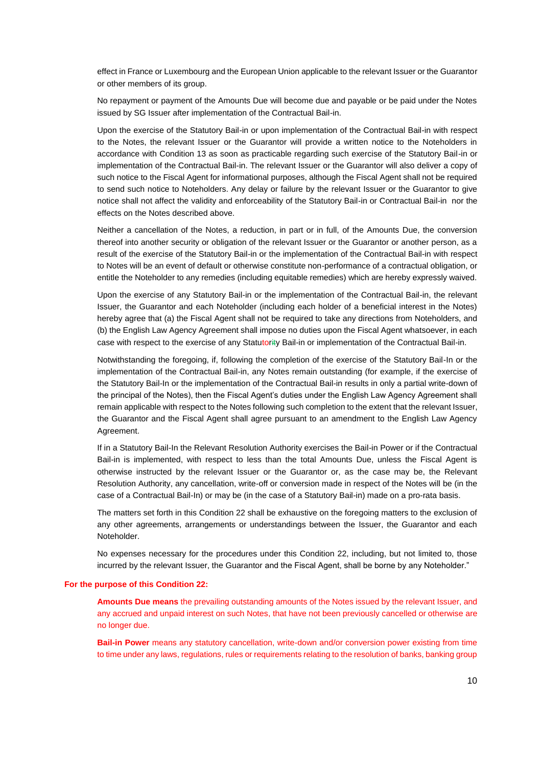effect in France or Luxembourg and the European Union applicable to the relevant Issuer or the Guarantor or other members of its group.

No repayment or payment of the Amounts Due will become due and payable or be paid under the Notes issued by SG Issuer after implementation of the Contractual Bail-in.

Upon the exercise of the Statutory Bail-in or upon implementation of the Contractual Bail-in with respect to the Notes, the relevant Issuer or the Guarantor will provide a written notice to the Noteholders in accordance with Condition 13 as soon as practicable regarding such exercise of the Statutory Bail-in or implementation of the Contractual Bail-in. The relevant Issuer or the Guarantor will also deliver a copy of such notice to the Fiscal Agent for informational purposes, although the Fiscal Agent shall not be required to send such notice to Noteholders. Any delay or failure by the relevant Issuer or the Guarantor to give notice shall not affect the validity and enforceability of the Statutory Bail-in or Contractual Bail-in nor the effects on the Notes described above.

Neither a cancellation of the Notes, a reduction, in part or in full, of the Amounts Due, the conversion thereof into another security or obligation of the relevant Issuer or the Guarantor or another person, as a result of the exercise of the Statutory Bail-in or the implementation of the Contractual Bail-in with respect to Notes will be an event of default or otherwise constitute non-performance of a contractual obligation, or entitle the Noteholder to any remedies (including equitable remedies) which are hereby expressly waived.

Upon the exercise of any Statutory Bail-in or the implementation of the Contractual Bail-in, the relevant Issuer, the Guarantor and each Noteholder (including each holder of a beneficial interest in the Notes) hereby agree that (a) the Fiscal Agent shall not be required to take any directions from Noteholders, and (b) the English Law Agency Agreement shall impose no duties upon the Fiscal Agent whatsoever, in each case with respect to the exercise of any Statutority Bail-in or implementation of the Contractual Bail-in.

Notwithstanding the foregoing, if, following the completion of the exercise of the Statutory Bail-In or the implementation of the Contractual Bail-in, any Notes remain outstanding (for example, if the exercise of the Statutory Bail-In or the implementation of the Contractual Bail-in results in only a partial write-down of the principal of the Notes), then the Fiscal Agent's duties under the English Law Agency Agreement shall remain applicable with respect to the Notes following such completion to the extent that the relevant Issuer, the Guarantor and the Fiscal Agent shall agree pursuant to an amendment to the English Law Agency Agreement.

If in a Statutory Bail-In the Relevant Resolution Authority exercises the Bail-in Power or if the Contractual Bail-in is implemented, with respect to less than the total Amounts Due, unless the Fiscal Agent is otherwise instructed by the relevant Issuer or the Guarantor or, as the case may be, the Relevant Resolution Authority, any cancellation, write-off or conversion made in respect of the Notes will be (in the case of a Contractual Bail-In) or may be (in the case of a Statutory Bail-in) made on a pro-rata basis.

The matters set forth in this Condition 22 shall be exhaustive on the foregoing matters to the exclusion of any other agreements, arrangements or understandings between the Issuer, the Guarantor and each Noteholder.

No expenses necessary for the procedures under this Condition 22, including, but not limited to, those incurred by the relevant Issuer, the Guarantor and the Fiscal Agent, shall be borne by any Noteholder."

**For the purpose of this Condition 22:**

**Amounts Due means** the prevailing outstanding amounts of the Notes issued by the relevant Issuer, and any accrued and unpaid interest on such Notes, that have not been previously cancelled or otherwise are no longer due.

**Bail-in Power** means any statutory cancellation, write-down and/or conversion power existing from time to time under any laws, regulations, rules or requirements relating to the resolution of banks, banking group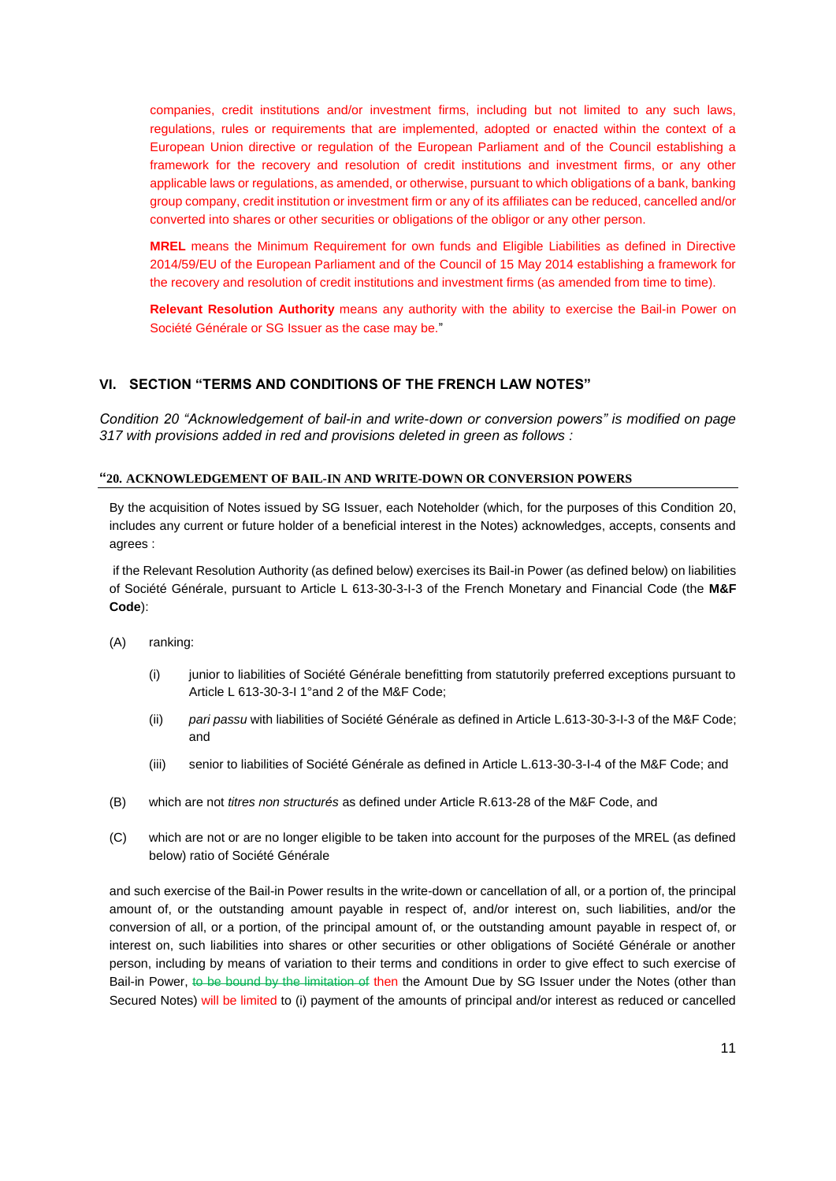companies, credit institutions and/or investment firms, including but not limited to any such laws, regulations, rules or requirements that are implemented, adopted or enacted within the context of a European Union directive or regulation of the European Parliament and of the Council establishing a framework for the recovery and resolution of credit institutions and investment firms, or any other applicable laws or regulations, as amended, or otherwise, pursuant to which obligations of a bank, banking group company, credit institution or investment firm or any of its affiliates can be reduced, cancelled and/or converted into shares or other securities or obligations of the obligor or any other person.

**MREL** means the Minimum Requirement for own funds and Eligible Liabilities as defined in Directive 2014/59/EU of the European Parliament and of the Council of 15 May 2014 establishing a framework for the recovery and resolution of credit institutions and investment firms (as amended from time to time).

**Relevant Resolution Authority** means any authority with the ability to exercise the Bail-in Power on Société Générale or SG Issuer as the case may be."

## VI. SECTION "TERMS AND CONDITIONS OF THE FRENCH LAW NOTES"

*Condition 20 "Acknowledgement of bail-in and write-down or conversion powers" is modified on page 317 with provisions added in red and provisions deleted in green as follows :*

**"20. ACKNOWLEDGEMENT OF BAIL-IN AND WRITE-DOWN OR CONVERSION POWERS**

By the acquisition of Notes issued by SG Issuer, each Noteholder (which, for the purposes of this Condition 20, includes any current or future holder of a beneficial interest in the Notes) acknowledges, accepts, consents and agrees :

if the Relevant Resolution Authority (as defined below) exercises its Bail-in Power (as defined below) on liabilities of Société Générale, pursuant to Article L 613-30-3-I-3 of the French Monetary and Financial Code (the **M&F Code**):

(A) ranking:

(i) junior to liabilities of Société Générale benefitting from statutorily preferred exceptions pursuant to Article L 613-30-3-I 1°and 2 of the M&F Code;

(ii) *pari passu* with liabilities of Société Générale as defined in Article L.613-30-3-I-3 of the M&F Code; and

(iii) senior to liabilities of Société Générale as defined in Article L.613-30-3-I-4 of the M&F Code; and

(B) which are not *titres non structurés* as defined under Article R.613-28 of the M&F Code, and

(C) which are not or are no longer eligible to be taken into account for the purposes of the MREL (as defined below) ratio of Société Générale

and such exercise of the Bail-in Power results in the write-down or cancellation of all, or a portion of, the principal amount of, or the outstanding amount payable in respect of, and/or interest on, such liabilities, and/or the conversion of all, or a portion, of the principal amount of, or the outstanding amount payable in respect of, or interest on, such liabilities into shares or other securities or other obligations of Société Générale or another person, including by means of variation to their terms and conditions in order to give effect to such exercise of Bail-in Power, ~~to be bound by the limitation of~~ then the Amount Due by SG Issuer under the Notes (other than Secured Notes) will be limited to (i) payment of the amounts of principal and/or interest as reduced or cancelled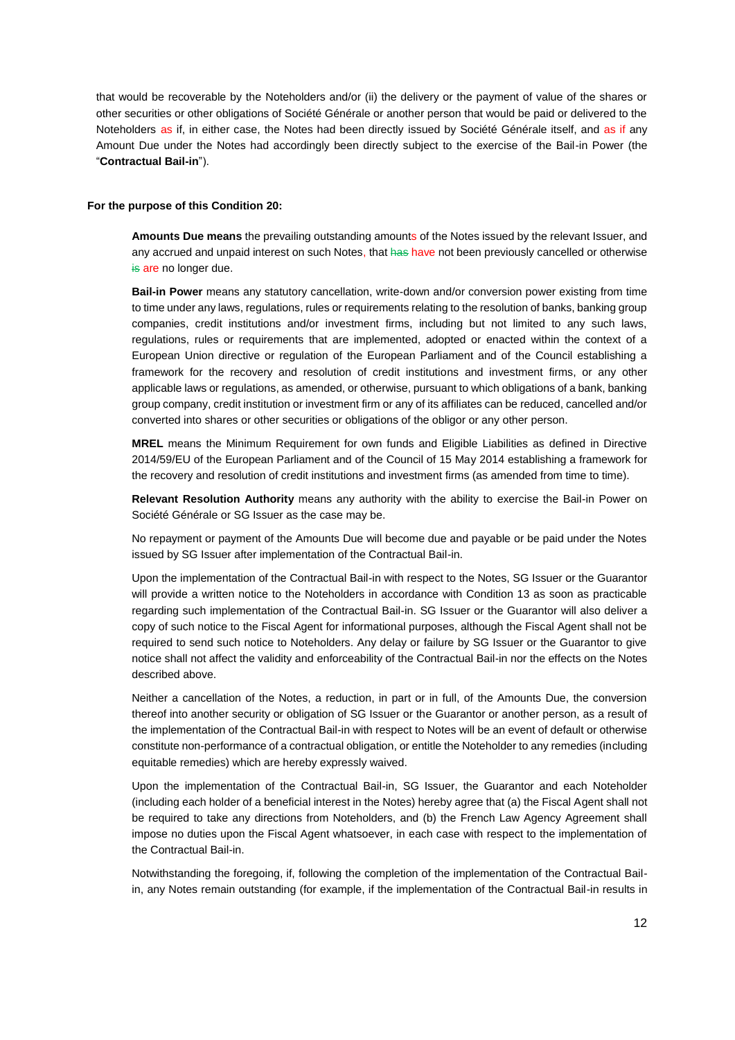that would be recoverable by the Noteholders and/or (ii) the delivery or the payment of value of the shares or other securities or other obligations of Société Générale or another person that would be paid or delivered to the Noteholders as if, in either case, the Notes had been directly issued by Société Générale itself, and as if any Amount Due under the Notes had accordingly been directly subject to the exercise of the Bail-in Power (the "**Contractual Bail-in**").

**For the purpose of this Condition 20:**

**Amounts Due means** the prevailing outstanding amounts of the Notes issued by the relevant Issuer, and any accrued and unpaid interest on such Notes, that ~~has~~ have not been previously cancelled or otherwise ~~is~~ are no longer due.

**Bail-in Power** means any statutory cancellation, write-down and/or conversion power existing from time to time under any laws, regulations, rules or requirements relating to the resolution of banks, banking group companies, credit institutions and/or investment firms, including but not limited to any such laws, regulations, rules or requirements that are implemented, adopted or enacted within the context of a European Union directive or regulation of the European Parliament and of the Council establishing a framework for the recovery and resolution of credit institutions and investment firms, or any other applicable laws or regulations, as amended, or otherwise, pursuant to which obligations of a bank, banking group company, credit institution or investment firm or any of its affiliates can be reduced, cancelled and/or converted into shares or other securities or obligations of the obligor or any other person.

**MREL** means the Minimum Requirement for own funds and Eligible Liabilities as defined in Directive 2014/59/EU of the European Parliament and of the Council of 15 May 2014 establishing a framework for the recovery and resolution of credit institutions and investment firms (as amended from time to time).

**Relevant Resolution Authority** means any authority with the ability to exercise the Bail-in Power on Société Générale or SG Issuer as the case may be.

No repayment or payment of the Amounts Due will become due and payable or be paid under the Notes issued by SG Issuer after implementation of the Contractual Bail-in.

Upon the implementation of the Contractual Bail-in with respect to the Notes, SG Issuer or the Guarantor will provide a written notice to the Noteholders in accordance with Condition 13 as soon as practicable regarding such implementation of the Contractual Bail-in. SG Issuer or the Guarantor will also deliver a copy of such notice to the Fiscal Agent for informational purposes, although the Fiscal Agent shall not be required to send such notice to Noteholders. Any delay or failure by SG Issuer or the Guarantor to give notice shall not affect the validity and enforceability of the Contractual Bail-in nor the effects on the Notes described above.

Neither a cancellation of the Notes, a reduction, in part or in full, of the Amounts Due, the conversion thereof into another security or obligation of SG Issuer or the Guarantor or another person, as a result of the implementation of the Contractual Bail-in with respect to Notes will be an event of default or otherwise constitute non-performance of a contractual obligation, or entitle the Noteholder to any remedies (including equitable remedies) which are hereby expressly waived.

Upon the implementation of the Contractual Bail-in, SG Issuer, the Guarantor and each Noteholder (including each holder of a beneficial interest in the Notes) hereby agree that (a) the Fiscal Agent shall not be required to take any directions from Noteholders, and (b) the French Law Agency Agreement shall impose no duties upon the Fiscal Agent whatsoever, in each case with respect to the implementation of the Contractual Bail-in.

Notwithstanding the foregoing, if, following the completion of the implementation of the Contractual Bail-in, any Notes remain outstanding (for example, if the implementation of the Contractual Bail-in results in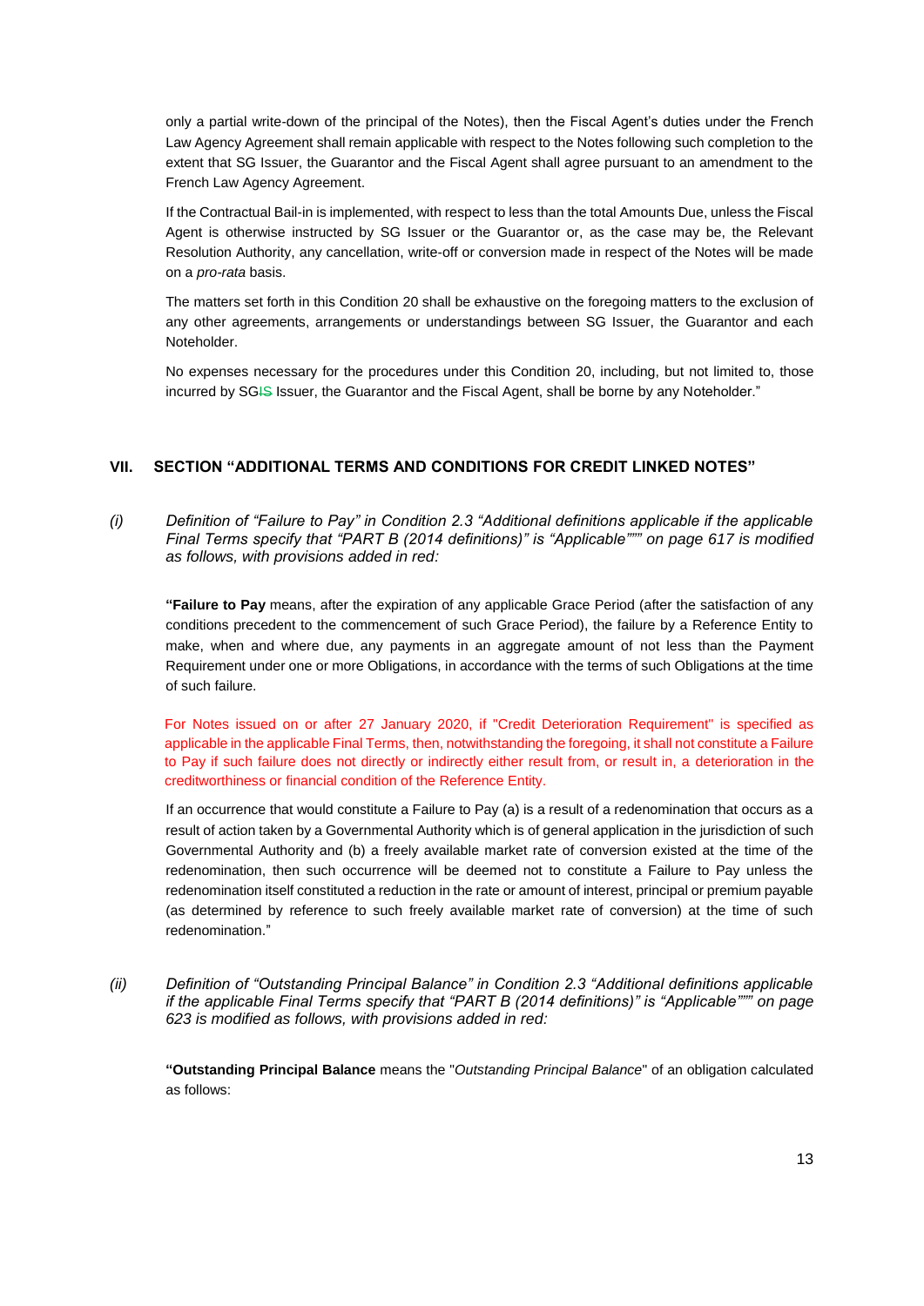only a partial write-down of the principal of the Notes), then the Fiscal Agent's duties under the French Law Agency Agreement shall remain applicable with respect to the Notes following such completion to the extent that SG Issuer, the Guarantor and the Fiscal Agent shall agree pursuant to an amendment to the French Law Agency Agreement.

If the Contractual Bail-in is implemented, with respect to less than the total Amounts Due, unless the Fiscal Agent is otherwise instructed by SG Issuer or the Guarantor or, as the case may be, the Relevant Resolution Authority, any cancellation, write-off or conversion made in respect of the Notes will be made on a *pro-rata* basis.

The matters set forth in this Condition 20 shall be exhaustive on the foregoing matters to the exclusion of any other agreements, arrangements or understandings between SG Issuer, the Guarantor and each Noteholder.

No expenses necessary for the procedures under this Condition 20, including, but not limited to, those incurred by SG~~IS~~ Issuer, the Guarantor and the Fiscal Agent, shall be borne by any Noteholder."

## VII. SECTION "ADDITIONAL TERMS AND CONDITIONS FOR CREDIT LINKED NOTES"

*(i) Definition of "Failure to Pay" in Condition 2.3 "Additional definitions applicable if the applicable Final Terms specify that "PART B (2014 definitions)" is "Applicable""" on page 617 is modified as follows, with provisions added in red:*

"**Failure to Pay** means, after the expiration of any applicable Grace Period (after the satisfaction of any conditions precedent to the commencement of such Grace Period), the failure by a Reference Entity to make, when and where due, any payments in an aggregate amount of not less than the Payment Requirement under one or more Obligations, in accordance with the terms of such Obligations at the time of such failure.

For Notes issued on or after 27 January 2020, if "Credit Deterioration Requirement" is specified as applicable in the applicable Final Terms, then, notwithstanding the foregoing, it shall not constitute a Failure to Pay if such failure does not directly or indirectly either result from, or result in, a deterioration in the creditworthiness or financial condition of the Reference Entity.

If an occurrence that would constitute a Failure to Pay (a) is a result of a redenomination that occurs as a result of action taken by a Governmental Authority which is of general application in the jurisdiction of such Governmental Authority and (b) a freely available market rate of conversion existed at the time of the redenomination, then such occurrence will be deemed not to constitute a Failure to Pay unless the redenomination itself constituted a reduction in the rate or amount of interest, principal or premium payable (as determined by reference to such freely available market rate of conversion) at the time of such redenomination."

*(ii) Definition of "Outstanding Principal Balance" in Condition 2.3 "Additional definitions applicable if the applicable Final Terms specify that "PART B (2014 definitions)" is "Applicable""" on page 623 is modified as follows, with provisions added in red:*

"**Outstanding Principal Balance** means the "*Outstanding Principal Balance*" of an obligation calculated as follows: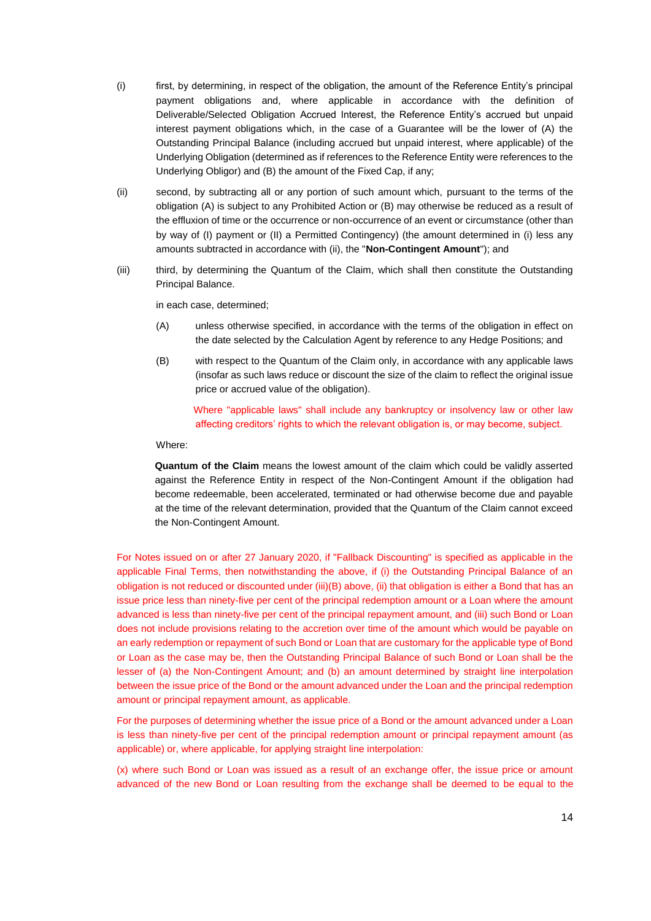(i) first, by determining, in respect of the obligation, the amount of the Reference Entity's principal payment obligations and, where applicable in accordance with the definition of Deliverable/Selected Obligation Accrued Interest, the Reference Entity's accrued but unpaid interest payment obligations which, in the case of a Guarantee will be the lower of (A) the Outstanding Principal Balance (including accrued but unpaid interest, where applicable) of the Underlying Obligation (determined as if references to the Reference Entity were references to the Underlying Obligor) and (B) the amount of the Fixed Cap, if any;

(ii) second, by subtracting all or any portion of such amount which, pursuant to the terms of the obligation (A) is subject to any Prohibited Action or (B) may otherwise be reduced as a result of the effluxion of time or the occurrence or non-occurrence of an event or circumstance (other than by way of (I) payment or (II) a Permitted Contingency) (the amount determined in (i) less any amounts subtracted in accordance with (ii), the "**Non-Contingent Amount**"); and

(iii) third, by determining the Quantum of the Claim, which shall then constitute the Outstanding Principal Balance.

in each case, determined;

(A) unless otherwise specified, in accordance with the terms of the obligation in effect on the date selected by the Calculation Agent by reference to any Hedge Positions; and

(B) with respect to the Quantum of the Claim only, in accordance with any applicable laws (insofar as such laws reduce or discount the size of the claim to reflect the original issue price or accrued value of the obligation).

Where "applicable laws" shall include any bankruptcy or insolvency law or other law affecting creditors' rights to which the relevant obligation is, or may become, subject.

Where:

**Quantum of the Claim** means the lowest amount of the claim which could be validly asserted against the Reference Entity in respect of the Non-Contingent Amount if the obligation had become redeemable, been accelerated, terminated or had otherwise become due and payable at the time of the relevant determination, provided that the Quantum of the Claim cannot exceed the Non-Contingent Amount.

For Notes issued on or after 27 January 2020, if "Fallback Discounting" is specified as applicable in the applicable Final Terms, then notwithstanding the above, if (i) the Outstanding Principal Balance of an obligation is not reduced or discounted under (iii)(B) above, (ii) that obligation is either a Bond that has an issue price less than ninety-five per cent of the principal redemption amount or a Loan where the amount advanced is less than ninety-five per cent of the principal repayment amount, and (iii) such Bond or Loan does not include provisions relating to the accretion over time of the amount which would be payable on an early redemption or repayment of such Bond or Loan that are customary for the applicable type of Bond or Loan as the case may be, then the Outstanding Principal Balance of such Bond or Loan shall be the lesser of (a) the Non-Contingent Amount; and (b) an amount determined by straight line interpolation between the issue price of the Bond or the amount advanced under the Loan and the principal redemption amount or principal repayment amount, as applicable.

For the purposes of determining whether the issue price of a Bond or the amount advanced under a Loan is less than ninety-five per cent of the principal redemption amount or principal repayment amount (as applicable) or, where applicable, for applying straight line interpolation:

(x) where such Bond or Loan was issued as a result of an exchange offer, the issue price or amount advanced of the new Bond or Loan resulting from the exchange shall be deemed to be equal to the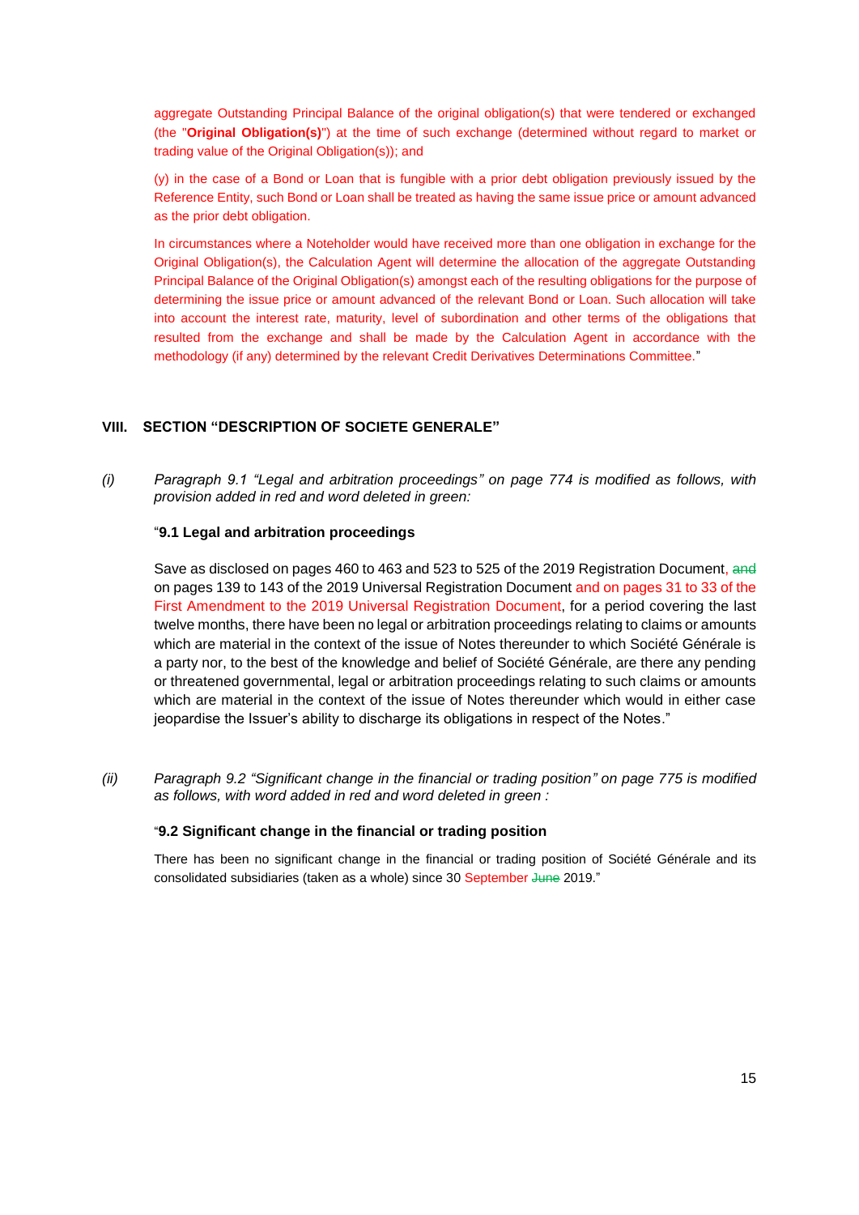aggregate Outstanding Principal Balance of the original obligation(s) that were tendered or exchanged (the "**Original Obligation(s)**") at the time of such exchange (determined without regard to market or trading value of the Original Obligation(s)); and

(y) in the case of a Bond or Loan that is fungible with a prior debt obligation previously issued by the Reference Entity, such Bond or Loan shall be treated as having the same issue price or amount advanced as the prior debt obligation.

In circumstances where a Noteholder would have received more than one obligation in exchange for the Original Obligation(s), the Calculation Agent will determine the allocation of the aggregate Outstanding Principal Balance of the Original Obligation(s) amongst each of the resulting obligations for the purpose of determining the issue price or amount advanced of the relevant Bond or Loan. Such allocation will take into account the interest rate, maturity, level of subordination and other terms of the obligations that resulted from the exchange and shall be made by the Calculation Agent in accordance with the methodology (if any) determined by the relevant Credit Derivatives Determinations Committee."

## VIII. SECTION "DESCRIPTION OF SOCIETE GENERALE"

*(i)* *Paragraph 9.1 "Legal and arbitration proceedings" on page 774 is modified as follows, with provision added in red and word deleted in green:*

"**9.1 Legal and arbitration proceedings**

Save as disclosed on pages 460 to 463 and 523 to 525 of the 2019 Registration Document, ~~and~~ on pages 139 to 143 of the 2019 Universal Registration Document and on pages 31 to 33 of the First Amendment to the 2019 Universal Registration Document, for a period covering the last twelve months, there have been no legal or arbitration proceedings relating to claims or amounts which are material in the context of the issue of Notes thereunder to which Société Générale is a party nor, to the best of the knowledge and belief of Société Générale, are there any pending or threatened governmental, legal or arbitration proceedings relating to such claims or amounts which are material in the context of the issue of Notes thereunder which would in either case jeopardise the Issuer's ability to discharge its obligations in respect of the Notes."

*(ii)* *Paragraph 9.2 "Significant change in the financial or trading position" on page 775 is modified as follows, with word added in red and word deleted in green :*

"**9.2 Significant change in the financial or trading position**

There has been no significant change in the financial or trading position of Société Générale and its consolidated subsidiaries (taken as a whole) since 30 September ~~June~~ 2019."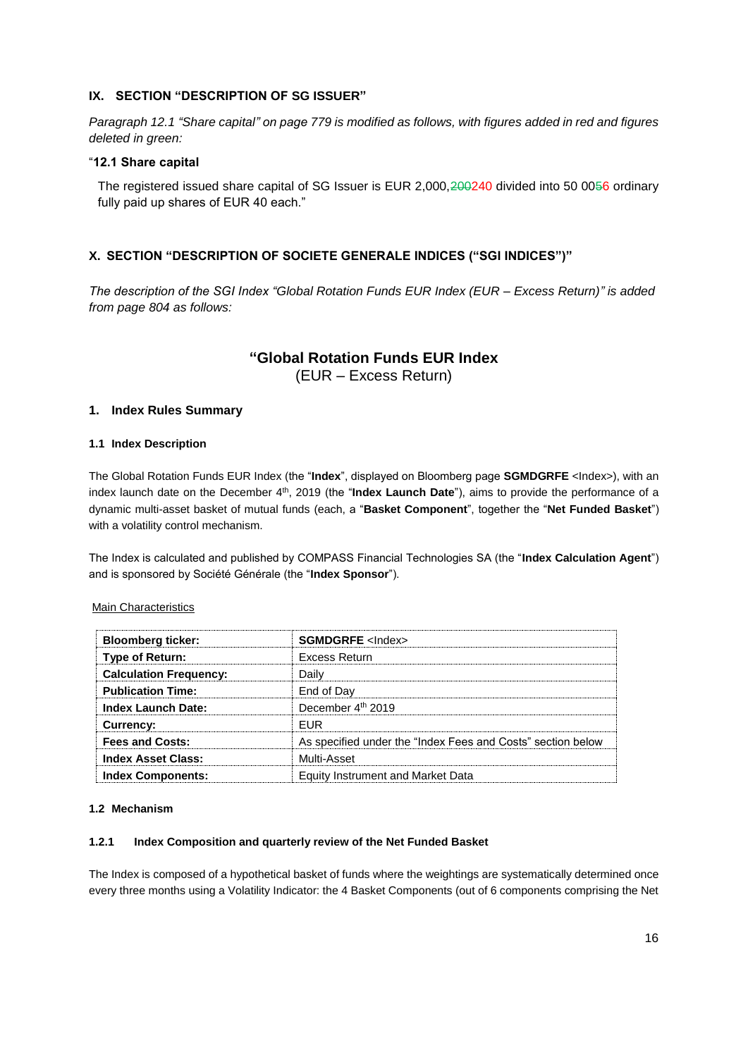### IX. SECTION "DESCRIPTION OF SG ISSUER"

*Paragraph 12.1 "Share capital" on page 779 is modified as follows, with figures added in red and figures deleted in green:*

"**12.1 Share capital**

The registered issued share capital of SG Issuer is EUR 2,000,~~200~~240 divided into 50 00~~5~~6 ordinary fully paid up shares of EUR 40 each."

### X. SECTION "DESCRIPTION OF SOCIETE GENERALE INDICES ("SGI INDICES")"

*The description of the SGI Index "Global Rotation Funds EUR Index (EUR – Excess Return)" is added from page 804 as follows:*

## "Global Rotation Funds EUR Index
(EUR – Excess Return)

### 1. Index Rules Summary

#### 1.1 Index Description

The Global Rotation Funds EUR Index (the "**Index**", displayed on Bloomberg page **SGMDGRFE** <Index>), with an index launch date on the December 4th, 2019 (the "**Index Launch Date**"), aims to provide the performance of a dynamic multi-asset basket of mutual funds (each, a "**Basket Component**", together the "**Net Funded Basket**") with a volatility control mechanism.

The Index is calculated and published by COMPASS Financial Technologies SA (the "**Index Calculation Agent**") and is sponsored by Société Générale (the "**Index Sponsor**").

Main Characteristics

| | |
|---|---|
| **Bloomberg ticker:** | **SGMDGRFE** <Index> |
| **Type of Return:** | Excess Return |
| **Calculation Frequency:** | Daily |
| **Publication Time:** | End of Day |
| **Index Launch Date:** | December 4th 2019 |
| **Currency:** | EUR |
| **Fees and Costs:** | As specified under the "Index Fees and Costs" section below |
| **Index Asset Class:** | Multi-Asset |
| **Index Components:** | Equity Instrument and Market Data |

#### 1.2 Mechanism

##### 1.2.1 Index Composition and quarterly review of the Net Funded Basket

The Index is composed of a hypothetical basket of funds where the weightings are systematically determined once every three months using a Volatility Indicator: the 4 Basket Components (out of 6 components comprising the Net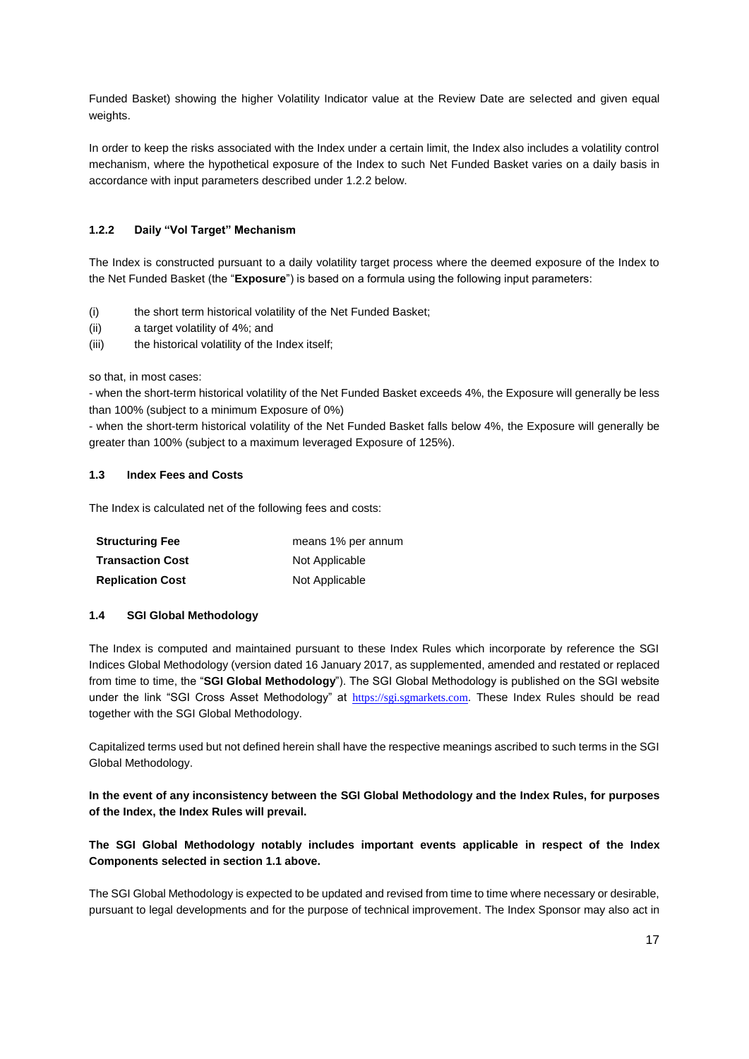Funded Basket) showing the higher Volatility Indicator value at the Review Date are selected and given equal weights.

In order to keep the risks associated with the Index under a certain limit, the Index also includes a volatility control mechanism, where the hypothetical exposure of the Index to such Net Funded Basket varies on a daily basis in accordance with input parameters described under 1.2.2 below.

#### 1.2.2 Daily "Vol Target" Mechanism

The Index is constructed pursuant to a daily volatility target process where the deemed exposure of the Index to the Net Funded Basket (the "**Exposure**") is based on a formula using the following input parameters:

(i) the short term historical volatility of the Net Funded Basket;
(ii) a target volatility of 4%; and
(iii) the historical volatility of the Index itself;

so that, in most cases:
- when the short-term historical volatility of the Net Funded Basket exceeds 4%, the Exposure will generally be less than 100% (subject to a minimum Exposure of 0%)
- when the short-term historical volatility of the Net Funded Basket falls below 4%, the Exposure will generally be greater than 100% (subject to a maximum leveraged Exposure of 125%).

### 1.3 Index Fees and Costs

The Index is calculated net of the following fees and costs:

| | |
|---|---|
| **Structuring Fee** | means 1% per annum |
| **Transaction Cost** | Not Applicable |
| **Replication Cost** | Not Applicable |

### 1.4 SGI Global Methodology

The Index is computed and maintained pursuant to these Index Rules which incorporate by reference the SGI Indices Global Methodology (version dated 16 January 2017, as supplemented, amended and restated or replaced from time to time, the "**SGI Global Methodology**"). The SGI Global Methodology is published on the SGI website under the link "SGI Cross Asset Methodology" at https://sgi.sgmarkets.com. These Index Rules should be read together with the SGI Global Methodology.

Capitalized terms used but not defined herein shall have the respective meanings ascribed to such terms in the SGI Global Methodology.

**In the event of any inconsistency between the SGI Global Methodology and the Index Rules, for purposes of the Index, the Index Rules will prevail.**

**The SGI Global Methodology notably includes important events applicable in respect of the Index Components selected in section 1.1 above.**

The SGI Global Methodology is expected to be updated and revised from time to time where necessary or desirable, pursuant to legal developments and for the purpose of technical improvement. The Index Sponsor may also act in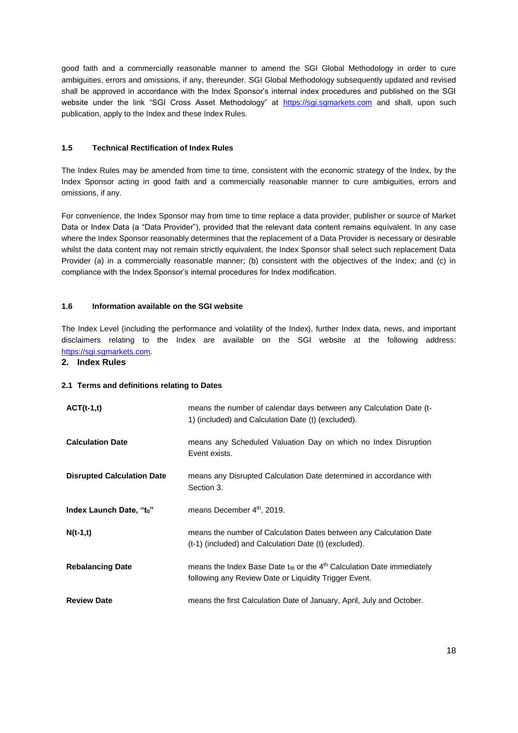good faith and a commercially reasonable manner to amend the SGI Global Methodology in order to cure ambiguities, errors and omissions, if any, thereunder. SGI Global Methodology subsequently updated and revised shall be approved in accordance with the Index Sponsor's internal index procedures and published on the SGI website under the link "SGI Cross Asset Methodology" at https://sgi.sgmarkets.com and shall, upon such publication, apply to the Index and these Index Rules.

#### 1.5 Technical Rectification of Index Rules

The Index Rules may be amended from time to time, consistent with the economic strategy of the Index, by the Index Sponsor acting in good faith and a commercially reasonable manner to cure ambiguities, errors and omissions, if any.

For convenience, the Index Sponsor may from time to time replace a data provider, publisher or source of Market Data or Index Data (a "Data Provider"), provided that the relevant data content remains equivalent. In any case where the Index Sponsor reasonably determines that the replacement of a Data Provider is necessary or desirable whilst the data content may not remain strictly equivalent, the Index Sponsor shall select such replacement Data Provider (a) in a commercially reasonable manner; (b) consistent with the objectives of the Index; and (c) in compliance with the Index Sponsor's internal procedures for Index modification.

#### 1.6 Information available on the SGI website

The Index Level (including the performance and volatility of the Index), further Index data, news, and important disclaimers relating to the Index are available on the SGI website at the following address: https://sgi.sgmarkets.com.

## 2. Index Rules

#### 2.1 Terms and definitions relating to Dates

| | |
|---|---|
| **ACT(t-1,t)** | means the number of calendar days between any Calculation Date (t-1) (included) and Calculation Date (t) (excluded). |
| **Calculation Date** | means any Scheduled Valuation Day on which no Index Disruption Event exists. |
| **Disrupted Calculation Date** | means any Disrupted Calculation Date determined in accordance with Section 3. |
| **Index Launch Date, "$t_0$"** | means December 4th, 2019. |
| **N(t-1,t)** | means the number of Calculation Dates between any Calculation Date (t-1) (included) and Calculation Date (t) (excluded). |
| **Rebalancing Date** | means the Index Base Date $t_{IB}$ or the 4th Calculation Date immediately following any Review Date or Liquidity Trigger Event. |
| **Review Date** | means the first Calculation Date of January, April, July and October. |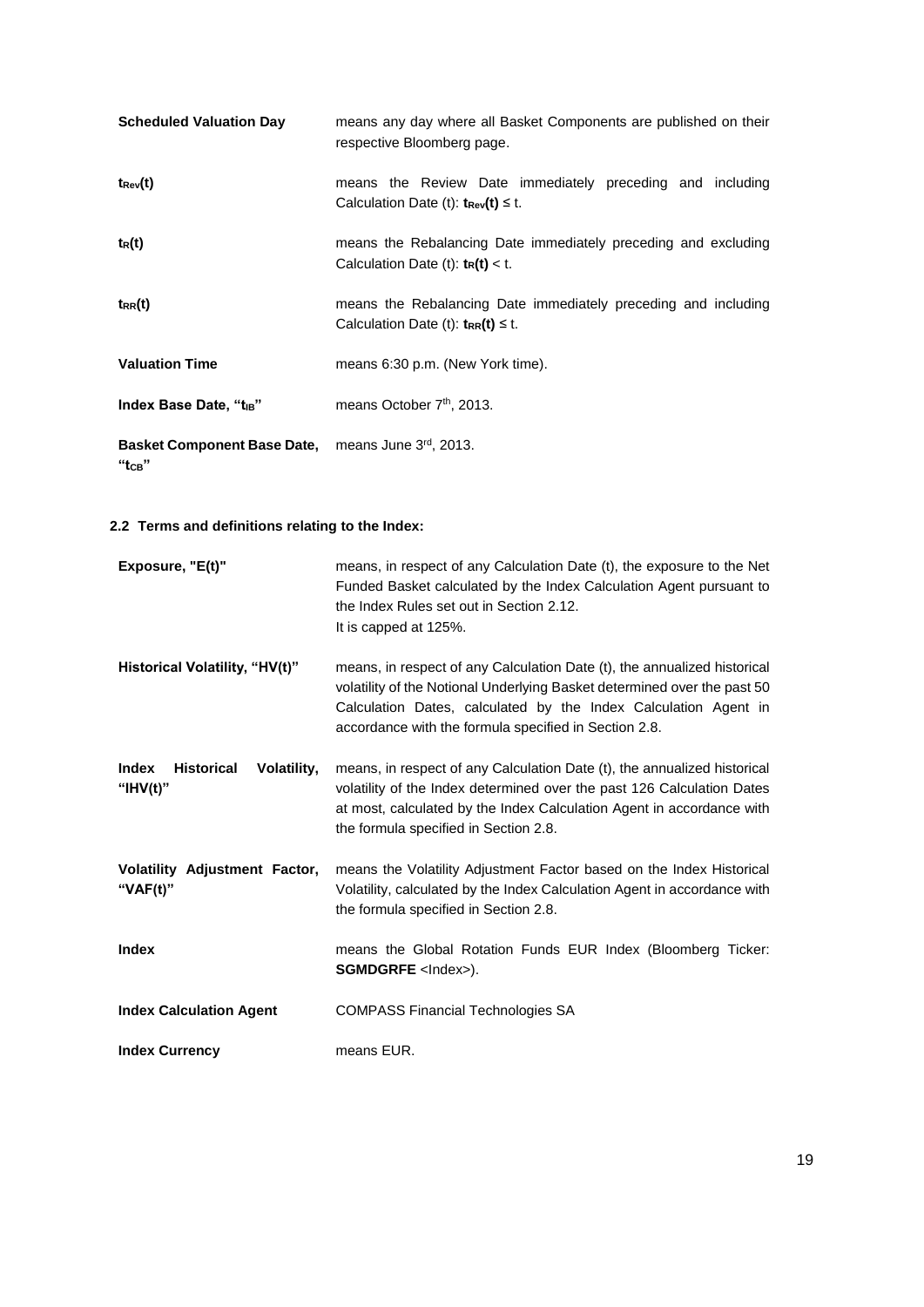| | |
|---|---|
| **Scheduled Valuation Day** | means any day where all Basket Components are published on their respective Bloomberg page. |
| $\mathbf{t_{Rev}(t)}$ | means the Review Date immediately preceding and including Calculation Date (t): $\mathbf{t_{Rev}(t)} \leq t$. |
| $\mathbf{t_R(t)}$ | means the Rebalancing Date immediately preceding and excluding Calculation Date (t): $\mathbf{t_R(t)} < t$. |
| $\mathbf{t_{RR}(t)}$ | means the Rebalancing Date immediately preceding and including Calculation Date (t): $\mathbf{t_{RR}(t)} \leq t$. |
| **Valuation Time** | means 6:30 p.m. (New York time). |
| **Index Base Date, "$t_{IB}$"** | means October 7th, 2013. |
| **Basket Component Base Date, "$t_{CB}$"** | means June 3rd, 2013. |

### 2.2 Terms and definitions relating to the Index:

| | |
|---|---|
| **Exposure, "E(t)"** | means, in respect of any Calculation Date (t), the exposure to the Net Funded Basket calculated by the Index Calculation Agent pursuant to the Index Rules set out in Section 2.12. It is capped at 125%. |
| **Historical Volatility, "HV(t)"** | means, in respect of any Calculation Date (t), the annualized historical volatility of the Notional Underlying Basket determined over the past 50 Calculation Dates, calculated by the Index Calculation Agent in accordance with the formula specified in Section 2.8. |
| **Index Historical Volatility, "IHV(t)"** | means, in respect of any Calculation Date (t), the annualized historical volatility of the Index determined over the past 126 Calculation Dates at most, calculated by the Index Calculation Agent in accordance with the formula specified in Section 2.8. |
| **Volatility Adjustment Factor, "VAF(t)"** | means the Volatility Adjustment Factor based on the Index Historical Volatility, calculated by the Index Calculation Agent in accordance with the formula specified in Section 2.8. |
| **Index** | means the Global Rotation Funds EUR Index (Bloomberg Ticker: **SGMDGRFE** <Index>). |
| **Index Calculation Agent** | COMPASS Financial Technologies SA |
| **Index Currency** | means EUR. |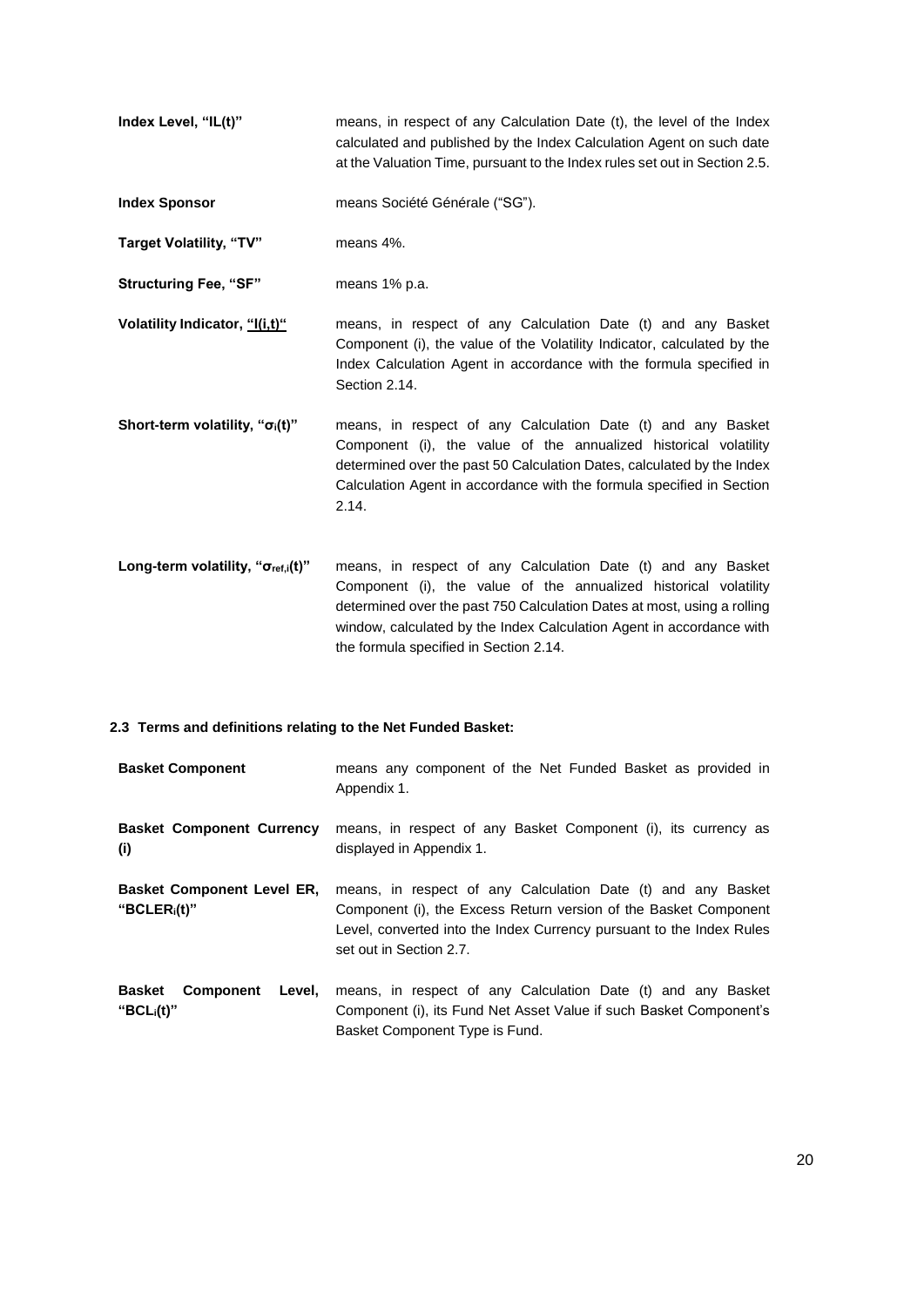| | |
|---|---|
| **Index Level, "IL(t)"** | means, in respect of any Calculation Date (t), the level of the Index calculated and published by the Index Calculation Agent on such date at the Valuation Time, pursuant to the Index rules set out in Section 2.5. |
| **Index Sponsor** | means Société Générale ("SG"). |
| **Target Volatility, "TV"** | means 4%. |
| **Structuring Fee, "SF"** | means 1% p.a. |
| **Volatility Indicator, "I(i,t)"** | means, in respect of any Calculation Date (t) and any Basket Component (i), the value of the Volatility Indicator, calculated by the Index Calculation Agent in accordance with the formula specified in Section 2.14. |
| **Short-term volatility, "$\sigma_i(t)$"** | means, in respect of any Calculation Date (t) and any Basket Component (i), the value of the annualized historical volatility determined over the past 50 Calculation Dates, calculated by the Index Calculation Agent in accordance with the formula specified in Section 2.14. |
| **Long-term volatility, "$\sigma_{ref,i}(t)$"** | means, in respect of any Calculation Date (t) and any Basket Component (i), the value of the annualized historical volatility determined over the past 750 Calculation Dates at most, using a rolling window, calculated by the Index Calculation Agent in accordance with the formula specified in Section 2.14. |

### 2.3 Terms and definitions relating to the Net Funded Basket:

| | |
|---|---|
| **Basket Component** | means any component of the Net Funded Basket as provided in Appendix 1. |
| **Basket Component Currency (i)** | means, in respect of any Basket Component (i), its currency as displayed in Appendix 1. |
| **Basket Component Level ER, "$BCLER_i(t)$"** | means, in respect of any Calculation Date (t) and any Basket Component (i), the Excess Return version of the Basket Component Level, converted into the Index Currency pursuant to the Index Rules set out in Section 2.7. |
| **Basket Component Level, "$BCL_i(t)$"** | means, in respect of any Calculation Date (t) and any Basket Component (i), its Fund Net Asset Value if such Basket Component's Basket Component Type is Fund. |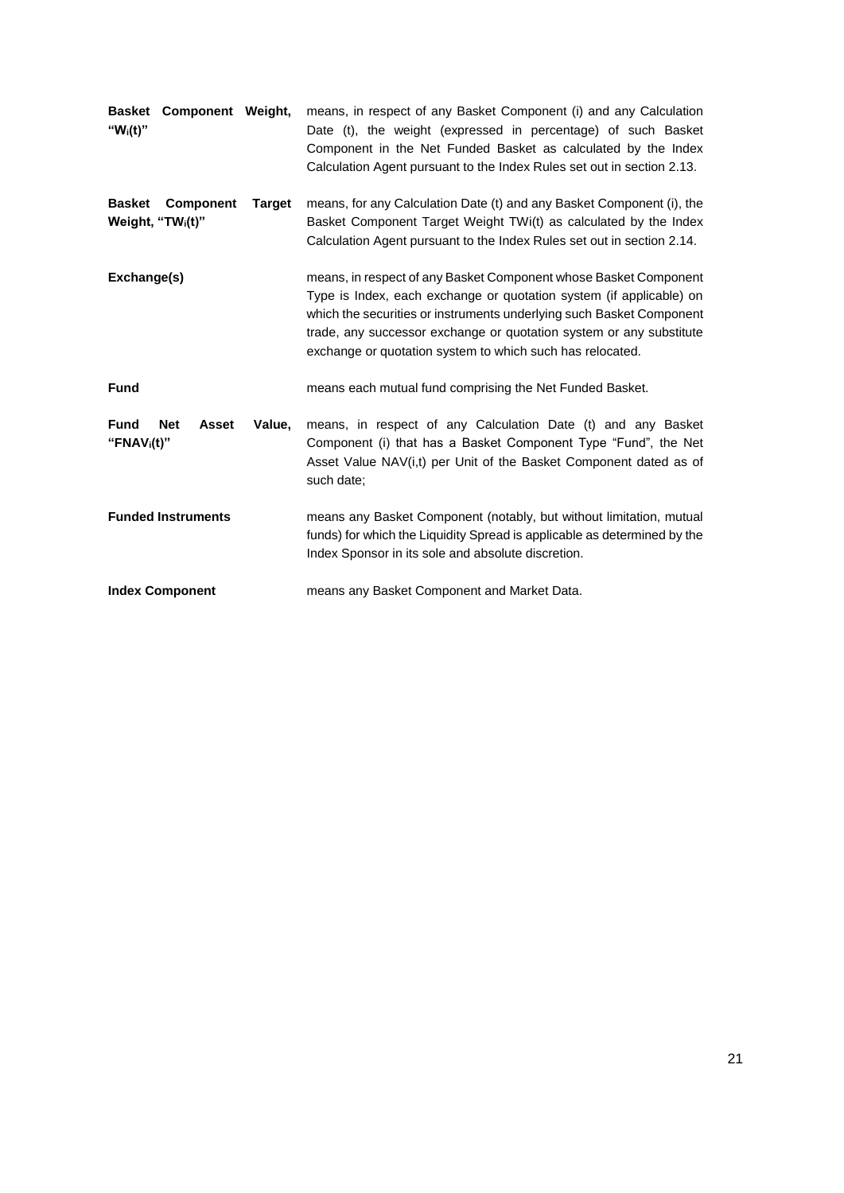| | |
|---|---|
| **Basket Component Weight, "$W_i(t)$"** | means, in respect of any Basket Component (i) and any Calculation Date (t), the weight (expressed in percentage) of such Basket Component in the Net Funded Basket as calculated by the Index Calculation Agent pursuant to the Index Rules set out in section 2.13. |
| **Basket Component Target Weight, "$TW_i(t)$"** | means, for any Calculation Date (t) and any Basket Component (i), the Basket Component Target Weight TWi(t) as calculated by the Index Calculation Agent pursuant to the Index Rules set out in section 2.14. |
| **Exchange(s)** | means, in respect of any Basket Component whose Basket Component Type is Index, each exchange or quotation system (if applicable) on which the securities or instruments underlying such Basket Component trade, any successor exchange or quotation system or any substitute exchange or quotation system to which such has relocated. |
| **Fund** | means each mutual fund comprising the Net Funded Basket. |
| **Fund Net Asset Value, "$FNAV_i(t)$"** | means, in respect of any Calculation Date (t) and any Basket Component (i) that has a Basket Component Type "Fund", the Net Asset Value NAV(i,t) per Unit of the Basket Component dated as of such date; |
| **Funded Instruments** | means any Basket Component (notably, but without limitation, mutual funds) for which the Liquidity Spread is applicable as determined by the Index Sponsor in its sole and absolute discretion. |
| **Index Component** | means any Basket Component and Market Data. |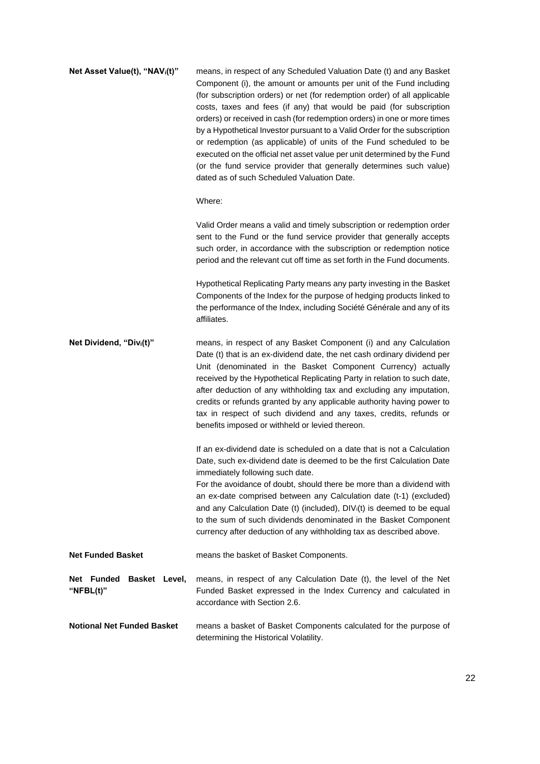**Net Asset Value(t), "$NAV_i(t)$"** means, in respect of any Scheduled Valuation Date (t) and any Basket Component (i), the amount or amounts per unit of the Fund including (for subscription orders) or net (for redemption order) of all applicable costs, taxes and fees (if any) that would be paid (for subscription orders) or received in cash (for redemption orders) in one or more times by a Hypothetical Investor pursuant to a Valid Order for the subscription or redemption (as applicable) of units of the Fund scheduled to be executed on the official net asset value per unit determined by the Fund (or the fund service provider that generally determines such value) dated as of such Scheduled Valuation Date.

Where:

Valid Order means a valid and timely subscription or redemption order sent to the Fund or the fund service provider that generally accepts such order, in accordance with the subscription or redemption notice period and the relevant cut off time as set forth in the Fund documents.

Hypothetical Replicating Party means any party investing in the Basket Components of the Index for the purpose of hedging products linked to the performance of the Index, including Société Générale and any of its affiliates.

**Net Dividend, "$Div_i(t)$"** means, in respect of any Basket Component (i) and any Calculation Date (t) that is an ex-dividend date, the net cash ordinary dividend per Unit (denominated in the Basket Component Currency) actually received by the Hypothetical Replicating Party in relation to such date, after deduction of any withholding tax and excluding any imputation, credits or refunds granted by any applicable authority having power to tax in respect of such dividend and any taxes, credits, refunds or benefits imposed or withheld or levied thereon.

If an ex-dividend date is scheduled on a date that is not a Calculation Date, such ex-dividend date is deemed to be the first Calculation Date immediately following such date.
For the avoidance of doubt, should there be more than a dividend with an ex-date comprised between any Calculation date (t-1) (excluded) and any Calculation Date (t) (included), $DIV_i(t)$ is deemed to be equal to the sum of such dividends denominated in the Basket Component currency after deduction of any withholding tax as described above.

**Net Funded Basket** means the basket of Basket Components.

**Net Funded Basket Level, "NFBL(t)"** means, in respect of any Calculation Date (t), the level of the Net Funded Basket expressed in the Index Currency and calculated in accordance with Section 2.6.

**Notional Net Funded Basket** means a basket of Basket Components calculated for the purpose of determining the Historical Volatility.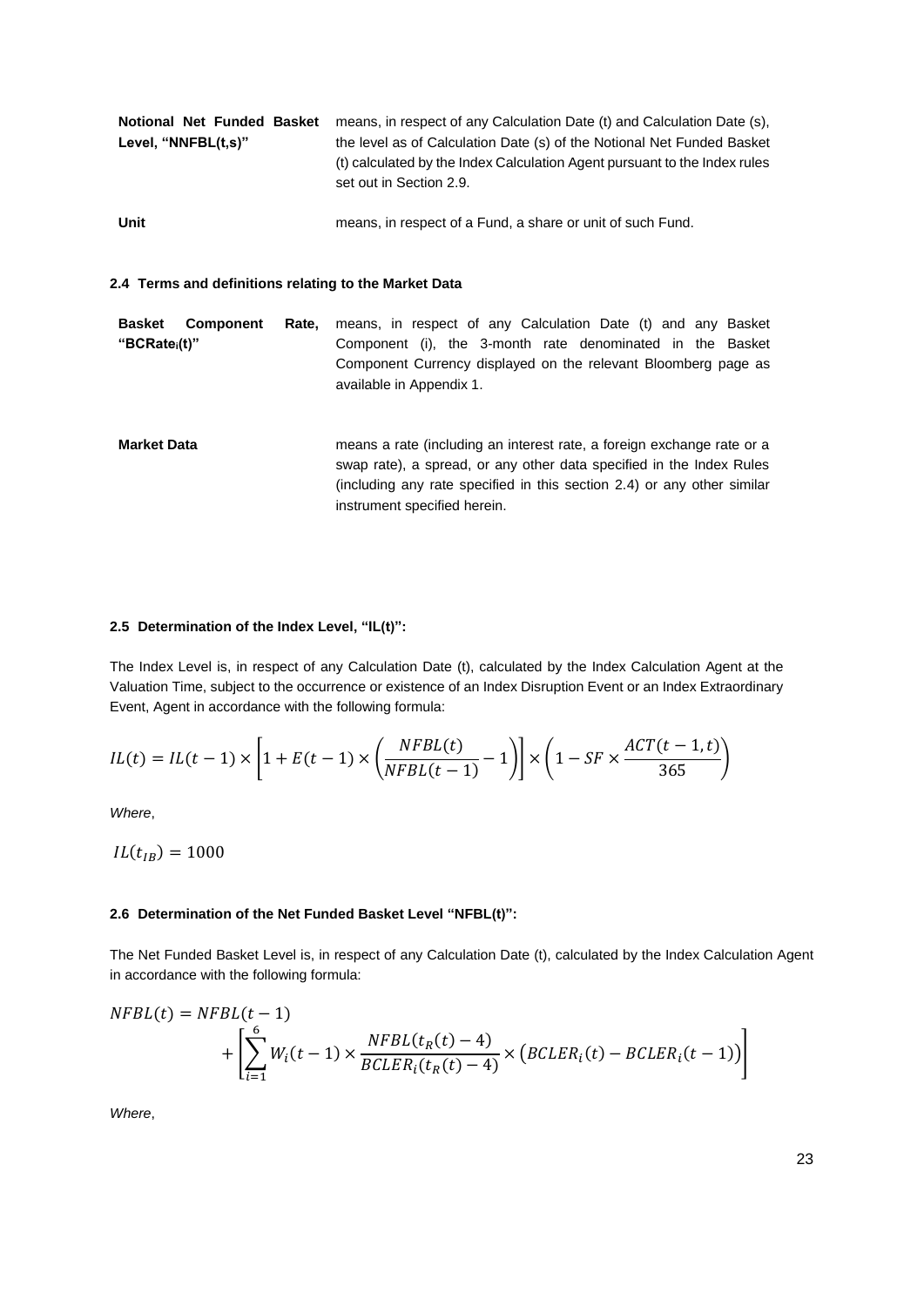| | |
|---|---|
| **Notional Net Funded Basket Level, "NNFBL(t,s)"** | means, in respect of any Calculation Date (t) and Calculation Date (s), the level as of Calculation Date (s) of the Notional Net Funded Basket (t) calculated by the Index Calculation Agent pursuant to the Index rules set out in Section 2.9. |
| **Unit** | means, in respect of a Fund, a share or unit of such Fund. |

### 2.4 Terms and definitions relating to the Market Data

| | |
|---|---|
| **Basket Component Rate, "BCRate$_i$(t)"** | means, in respect of any Calculation Date (t) and any Basket Component (i), the 3-month rate denominated in the Basket Component Currency displayed on the relevant Bloomberg page as available in Appendix 1. |
| **Market Data** | means a rate (including an interest rate, a foreign exchange rate or a swap rate), a spread, or any other data specified in the Index Rules (including any rate specified in this section 2.4) or any other similar instrument specified herein. |

### 2.5 Determination of the Index Level, "IL(t)":

The Index Level is, in respect of any Calculation Date (t), calculated by the Index Calculation Agent at the Valuation Time, subject to the occurrence or existence of an Index Disruption Event or an Index Extraordinary Event, Agent in accordance with the following formula:

$$IL(t) = IL(t-1) \times \left[1 + E(t-1) \times \left(\frac{NFBL(t)}{NFBL(t-1)} - 1\right)\right] \times \left(1 - SF \times \frac{ACT(t-1,t)}{365}\right)$$

*Where*,

$$IL(t_{IB}) = 1000$$

### 2.6 Determination of the Net Funded Basket Level "NFBL(t)":

The Net Funded Basket Level is, in respect of any Calculation Date (t), calculated by the Index Calculation Agent in accordance with the following formula:

$$NFBL(t) = NFBL(t-1) + \left[\sum_{i=1}^{6} W_i(t-1) \times \frac{NFBL(t_R(t)-4)}{BCLER_i(t_R(t)-4)} \times \left(BCLER_i(t) - BCLER_i(t-1)\right)\right]$$

*Where*,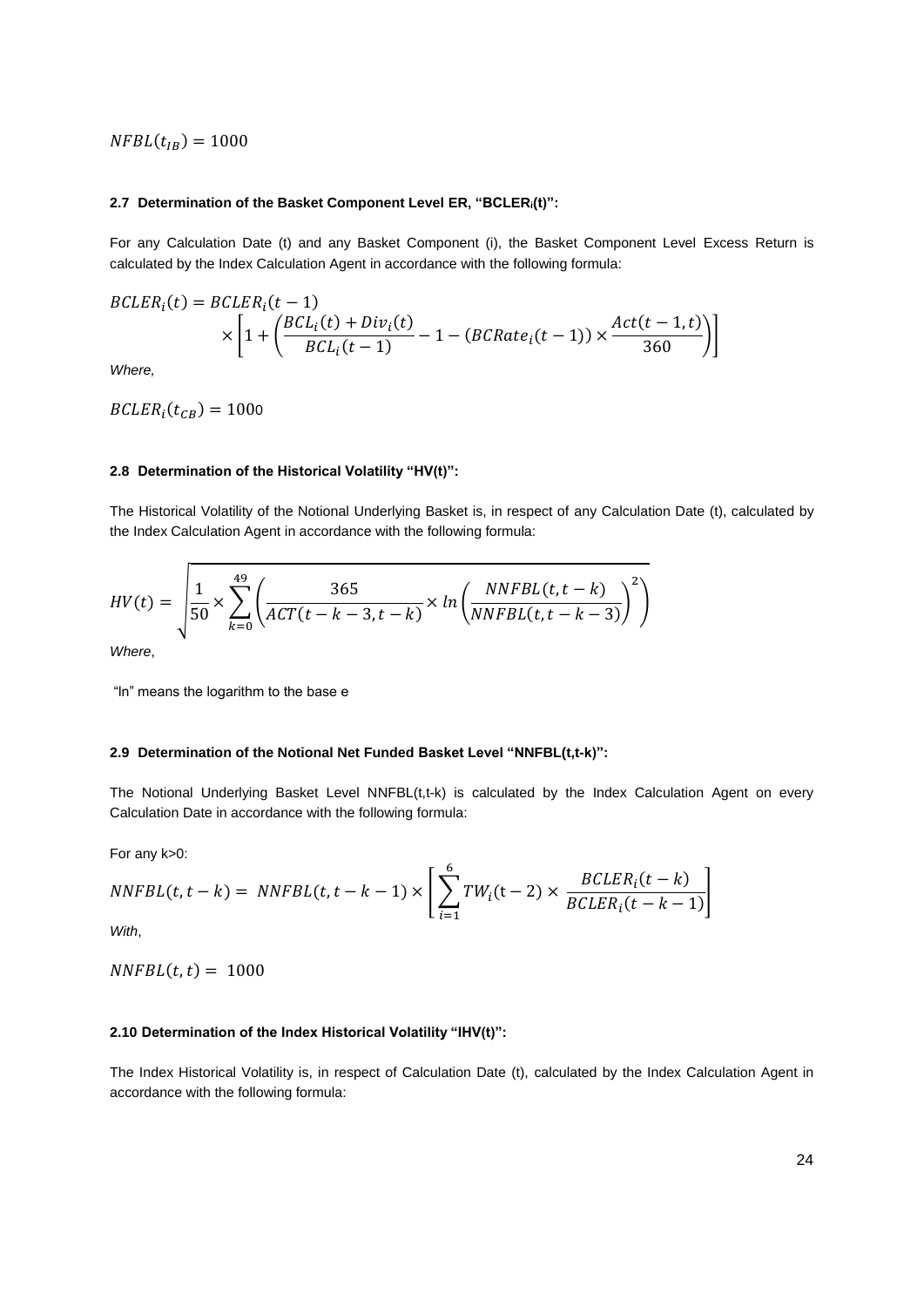$$NFBL(t_{IB}) = 1000$$

### 2.7 Determination of the Basket Component Level ER, "BCLER$_i$(t)":

For any Calculation Date (t) and any Basket Component (i), the Basket Component Level Excess Return is calculated by the Index Calculation Agent in accordance with the following formula:

$$BCLER_i(t) = BCLER_i(t-1) \times \left[1 + \left(\frac{BCL_i(t) + Div_i(t)}{BCL_i(t-1)} - 1 - (BCRate_i(t-1)) \times \frac{Act(t-1,t)}{360}\right)\right]$$

*Where,*

$$BCLER_i(t_{CB}) = 1000$$

### 2.8 Determination of the Historical Volatility "HV(t)":

The Historical Volatility of the Notional Underlying Basket is, in respect of any Calculation Date (t), calculated by the Index Calculation Agent in accordance with the following formula:

$$HV(t) = \sqrt{\frac{1}{50} \times \sum_{k=0}^{49} \left(\frac{365}{ACT(t-k-3, t-k)} \times ln\left(\frac{NNFBL(t,t-k)}{NNFBL(t,t-k-3)}\right)^2\right)}$$

*Where*,

"ln" means the logarithm to the base e

### 2.9 Determination of the Notional Net Funded Basket Level "NNFBL(t,t-k)":

The Notional Underlying Basket Level NNFBL(t,t-k) is calculated by the Index Calculation Agent on every Calculation Date in accordance with the following formula:

For any k>0:

$$NNFBL(t, t-k) = NNFBL(t, t-k-1) \times \left[\sum_{i=1}^{6} TW_i(t-2) \times \frac{BCLER_i(t-k)}{BCLER_i(t-k-1)}\right]$$

*With*,

$$NNFBL(t,t) = 1000$$

### 2.10 Determination of the Index Historical Volatility "IHV(t)":

The Index Historical Volatility is, in respect of Calculation Date (t), calculated by the Index Calculation Agent in accordance with the following formula: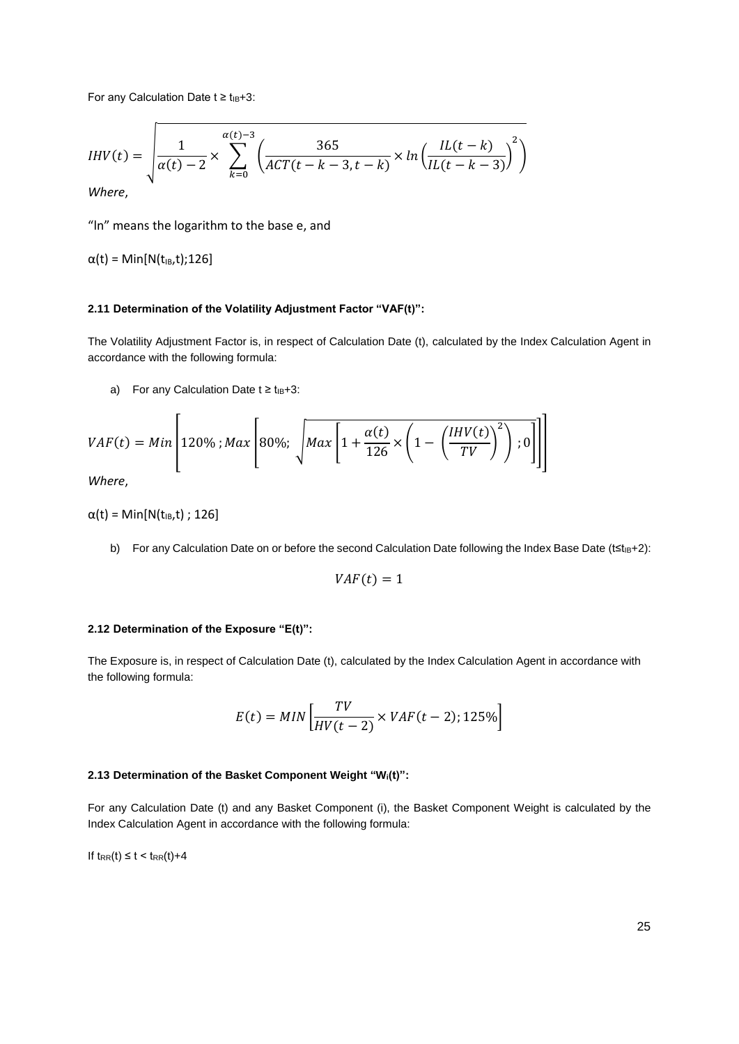For any Calculation Date $t \geq t_{IB}+3$:

$$IHV(t) = \sqrt{\frac{1}{\alpha(t)-2} \times \sum_{k=0}^{\alpha(t)-3} \left( \frac{365}{ACT(t-k-3,t-k)} \times ln\left(\frac{IL(t-k)}{IL(t-k-3)}\right)^2 \right)}$$

*Where*,

"ln" means the logarithm to the base e, and

$\alpha(t) = Min[N(t_{IB},t);126]$

#### 2.11 Determination of the Volatility Adjustment Factor "VAF(t)":

The Volatility Adjustment Factor is, in respect of Calculation Date (t), calculated by the Index Calculation Agent in accordance with the following formula:

a) For any Calculation Date $t \geq t_{IB}+3$:

$$VAF(t) = Min\left[120\%\,; Max\left[80\%;\ \sqrt{Max\left[1 + \frac{\alpha(t)}{126} \times \left(1 - \left(\frac{IHV(t)}{TV}\right)^2\right); 0\right]}\right]\right]$$

*Where*,

$\alpha(t) = Min[N(t_{IB},t)\ ;\ 126]$

b) For any Calculation Date on or before the second Calculation Date following the Index Base Date ($t \leq t_{IB}+2$):

$$VAF(t) = 1$$

#### 2.12 Determination of the Exposure "E(t)":

The Exposure is, in respect of Calculation Date (t), calculated by the Index Calculation Agent in accordance with the following formula:

$$E(t) = MIN\left[\frac{TV}{HV(t-2)} \times VAF(t-2); 125\%\right]$$

#### 2.13 Determination of the Basket Component Weight "$W_i(t)$":

For any Calculation Date (t) and any Basket Component (i), the Basket Component Weight is calculated by the Index Calculation Agent in accordance with the following formula:

If $t_{RR}(t) \leq t < t_{RR}(t)+4$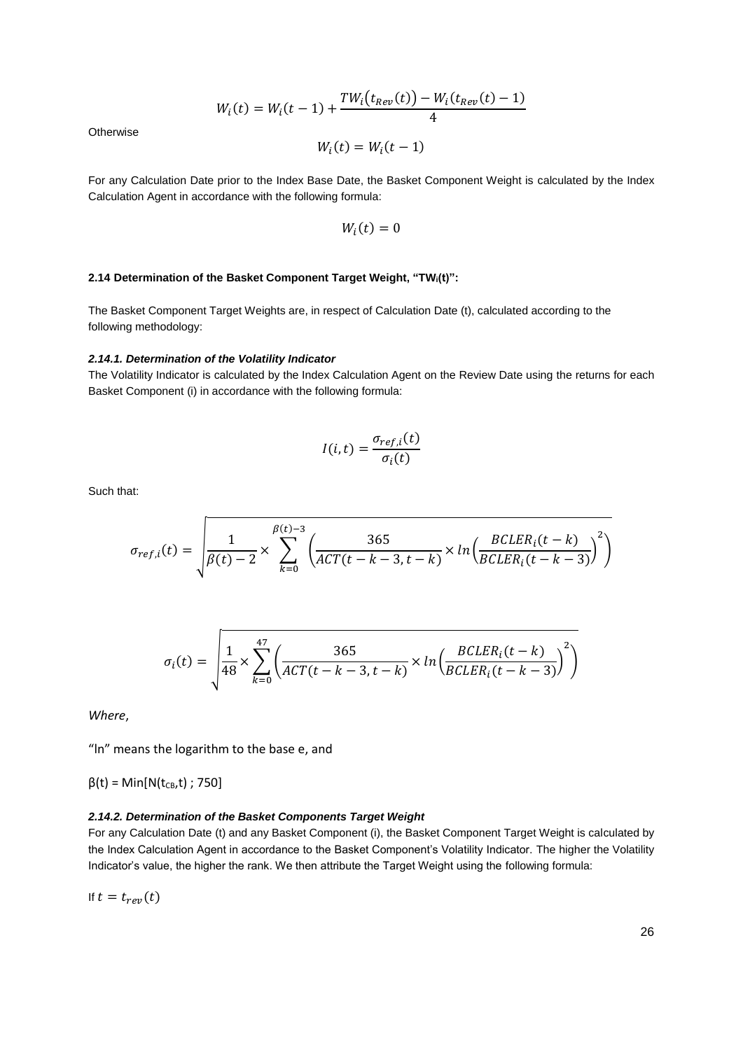$$W_i(t) = W_i(t-1) + \frac{TW_i\big(t_{Rev}(t)\big) - W_i(t_{Rev}(t) - 1)}{4}$$

Otherwise

$$W_i(t) = W_i(t-1)$$

For any Calculation Date prior to the Index Base Date, the Basket Component Weight is calculated by the Index Calculation Agent in accordance with the following formula:

$$W_i(t) = 0$$

#### 2.14 Determination of the Basket Component Target Weight, "$TW_i(t)$":

The Basket Component Target Weights are, in respect of Calculation Date (t), calculated according to the following methodology:

##### *2.14.1. Determination of the Volatility Indicator*

The Volatility Indicator is calculated by the Index Calculation Agent on the Review Date using the returns for each Basket Component (i) in accordance with the following formula:

$$I(i,t) = \frac{\sigma_{ref,i}(t)}{\sigma_i(t)}$$

Such that:

$$\sigma_{ref,i}(t) = \sqrt{\frac{1}{\beta(t)-2} \times \sum_{k=0}^{\beta(t)-3} \left(\frac{365}{ACT(t-k-3,t-k)} \times ln\left(\frac{BCLER_i(t-k)}{BCLER_i(t-k-3)}\right)^2\right)}$$

$$\sigma_i(t) = \sqrt{\frac{1}{48} \times \sum_{k=0}^{47} \left(\frac{365}{ACT(t-k-3,t-k)} \times ln\left(\frac{BCLER_i(t-k)}{BCLER_i(t-k-3)}\right)^2\right)}$$

*Where*,

"ln" means the logarithm to the base e, and

$\beta(t) = Min[N(t_{CB},t)\ ;\ 750]$

##### *2.14.2. Determination of the Basket Components Target Weight*

For any Calculation Date (t) and any Basket Component (i), the Basket Component Target Weight is calculated by the Index Calculation Agent in accordance to the Basket Component's Volatility Indicator. The higher the Volatility Indicator's value, the higher the rank. We then attribute the Target Weight using the following formula:

If $t = t_{rev}(t)$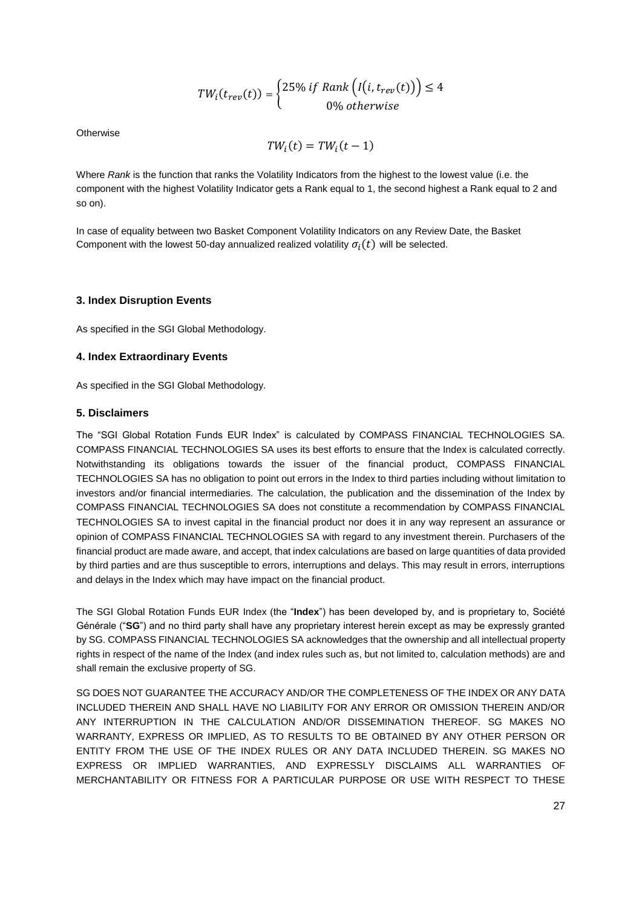$$TW_i(t_{rev}(t)) = \begin{cases} 25\% \text{ } if \text{ } Rank\left(I\left(i, t_{rev}(t)\right)\right) \leq 4 \\ 0\% \text{ } otherwise \end{cases}$$

Otherwise

$$TW_i(t) = TW_i(t-1)$$

Where *Rank* is the function that ranks the Volatility Indicators from the highest to the lowest value (i.e. the component with the highest Volatility Indicator gets a Rank equal to 1, the second highest a Rank equal to 2 and so on).

In case of equality between two Basket Component Volatility Indicators on any Review Date, the Basket Component with the lowest 50-day annualized realized volatility $\sigma_i(t)$ will be selected.

### 3. Index Disruption Events

As specified in the SGI Global Methodology.

### 4. Index Extraordinary Events

As specified in the SGI Global Methodology.

### 5. Disclaimers

The "SGI Global Rotation Funds EUR Index" is calculated by COMPASS FINANCIAL TECHNOLOGIES SA. COMPASS FINANCIAL TECHNOLOGIES SA uses its best efforts to ensure that the Index is calculated correctly. Notwithstanding its obligations towards the issuer of the financial product, COMPASS FINANCIAL TECHNOLOGIES SA has no obligation to point out errors in the Index to third parties including without limitation to investors and/or financial intermediaries. The calculation, the publication and the dissemination of the Index by COMPASS FINANCIAL TECHNOLOGIES SA does not constitute a recommendation by COMPASS FINANCIAL TECHNOLOGIES SA to invest capital in the financial product nor does it in any way represent an assurance or opinion of COMPASS FINANCIAL TECHNOLOGIES SA with regard to any investment therein. Purchasers of the financial product are made aware, and accept, that index calculations are based on large quantities of data provided by third parties and are thus susceptible to errors, interruptions and delays. This may result in errors, interruptions and delays in the Index which may have impact on the financial product.

The SGI Global Rotation Funds EUR Index (the "**Index**") has been developed by, and is proprietary to, Société Générale ("**SG**") and no third party shall have any proprietary interest herein except as may be expressly granted by SG. COMPASS FINANCIAL TECHNOLOGIES SA acknowledges that the ownership and all intellectual property rights in respect of the name of the Index (and index rules such as, but not limited to, calculation methods) are and shall remain the exclusive property of SG.

SG DOES NOT GUARANTEE THE ACCURACY AND/OR THE COMPLETENESS OF THE INDEX OR ANY DATA INCLUDED THEREIN AND SHALL HAVE NO LIABILITY FOR ANY ERROR OR OMISSION THEREIN AND/OR ANY INTERRUPTION IN THE CALCULATION AND/OR DISSEMINATION THEREOF. SG MAKES NO WARRANTY, EXPRESS OR IMPLIED, AS TO RESULTS TO BE OBTAINED BY ANY OTHER PERSON OR ENTITY FROM THE USE OF THE INDEX RULES OR ANY DATA INCLUDED THEREIN. SG MAKES NO EXPRESS OR IMPLIED WARRANTIES, AND EXPRESSLY DISCLAIMS ALL WARRANTIES OF MERCHANTABILITY OR FITNESS FOR A PARTICULAR PURPOSE OR USE WITH RESPECT TO THESE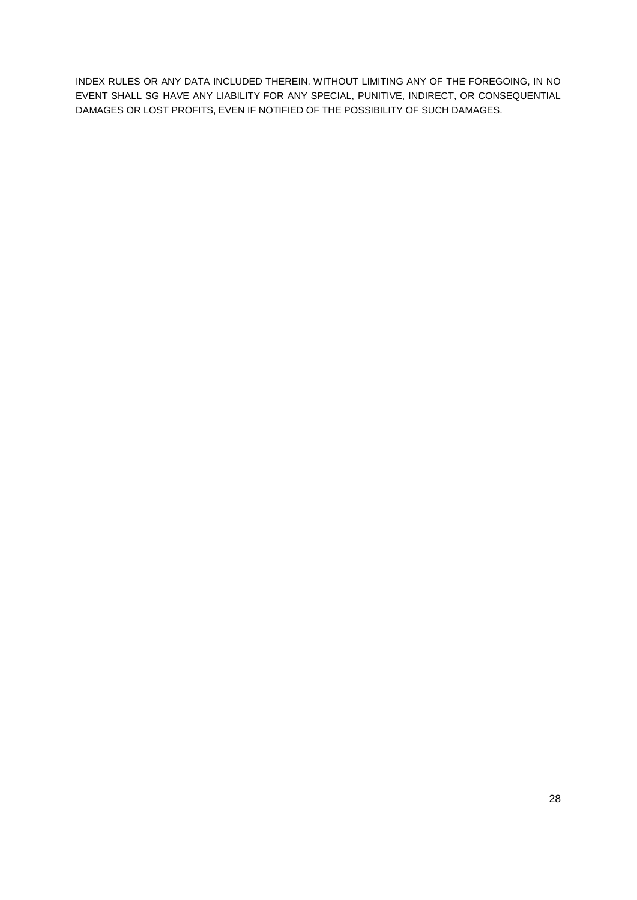INDEX RULES OR ANY DATA INCLUDED THEREIN. WITHOUT LIMITING ANY OF THE FOREGOING, IN NO EVENT SHALL SG HAVE ANY LIABILITY FOR ANY SPECIAL, PUNITIVE, INDIRECT, OR CONSEQUENTIAL DAMAGES OR LOST PROFITS, EVEN IF NOTIFIED OF THE POSSIBILITY OF SUCH DAMAGES.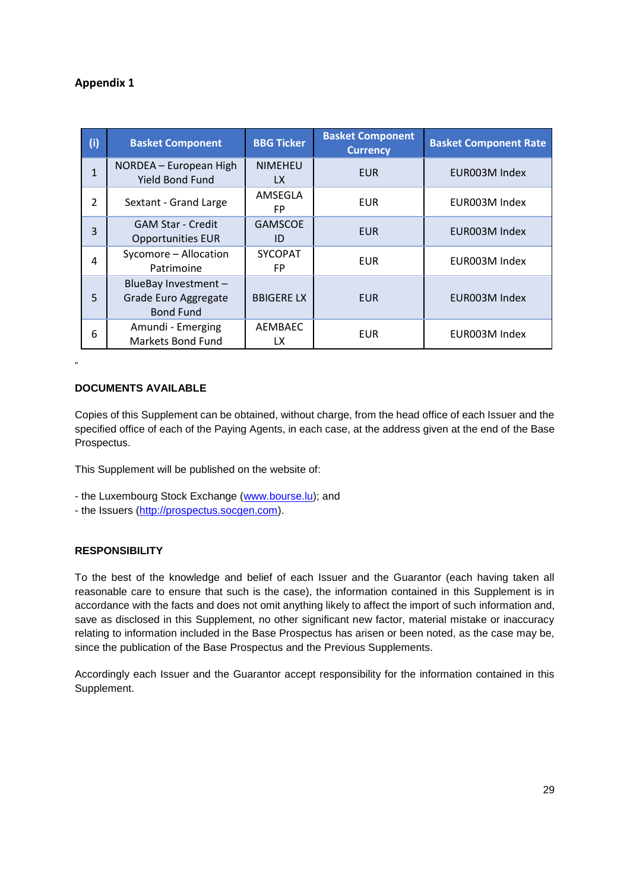**Appendix 1**

| (i) | Basket Component | BBG Ticker | Basket Component Currency | Basket Component Rate |
|---|---|---|---|---|
| 1 | NORDEA – European High Yield Bond Fund | NIMEHEU LX | EUR | EUR003M Index |
| 2 | Sextant - Grand Large | AMSEGLA FP | EUR | EUR003M Index |
| 3 | GAM Star - Credit Opportunities EUR | GAMSCOE ID | EUR | EUR003M Index |
| 4 | Sycomore – Allocation Patrimoine | SYCOPAT FP | EUR | EUR003M Index |
| 5 | BlueBay Investment – Grade Euro Aggregate Bond Fund | BBIGERE LX | EUR | EUR003M Index |
| 6 | Amundi - Emerging Markets Bond Fund | AEMBAEC LX | EUR | EUR003M Index |

"

**DOCUMENTS AVAILABLE**

Copies of this Supplement can be obtained, without charge, from the head office of each Issuer and the specified office of each of the Paying Agents, in each case, at the address given at the end of the Base Prospectus.

This Supplement will be published on the website of:

- the Luxembourg Stock Exchange (www.bourse.lu); and
- the Issuers (http://prospectus.socgen.com).

**RESPONSIBILITY**

To the best of the knowledge and belief of each Issuer and the Guarantor (each having taken all reasonable care to ensure that such is the case), the information contained in this Supplement is in accordance with the facts and does not omit anything likely to affect the import of such information and, save as disclosed in this Supplement, no other significant new factor, material mistake or inaccuracy relating to information included in the Base Prospectus has arisen or been noted, as the case may be, since the publication of the Base Prospectus and the Previous Supplements.

Accordingly each Issuer and the Guarantor accept responsibility for the information contained in this Supplement.